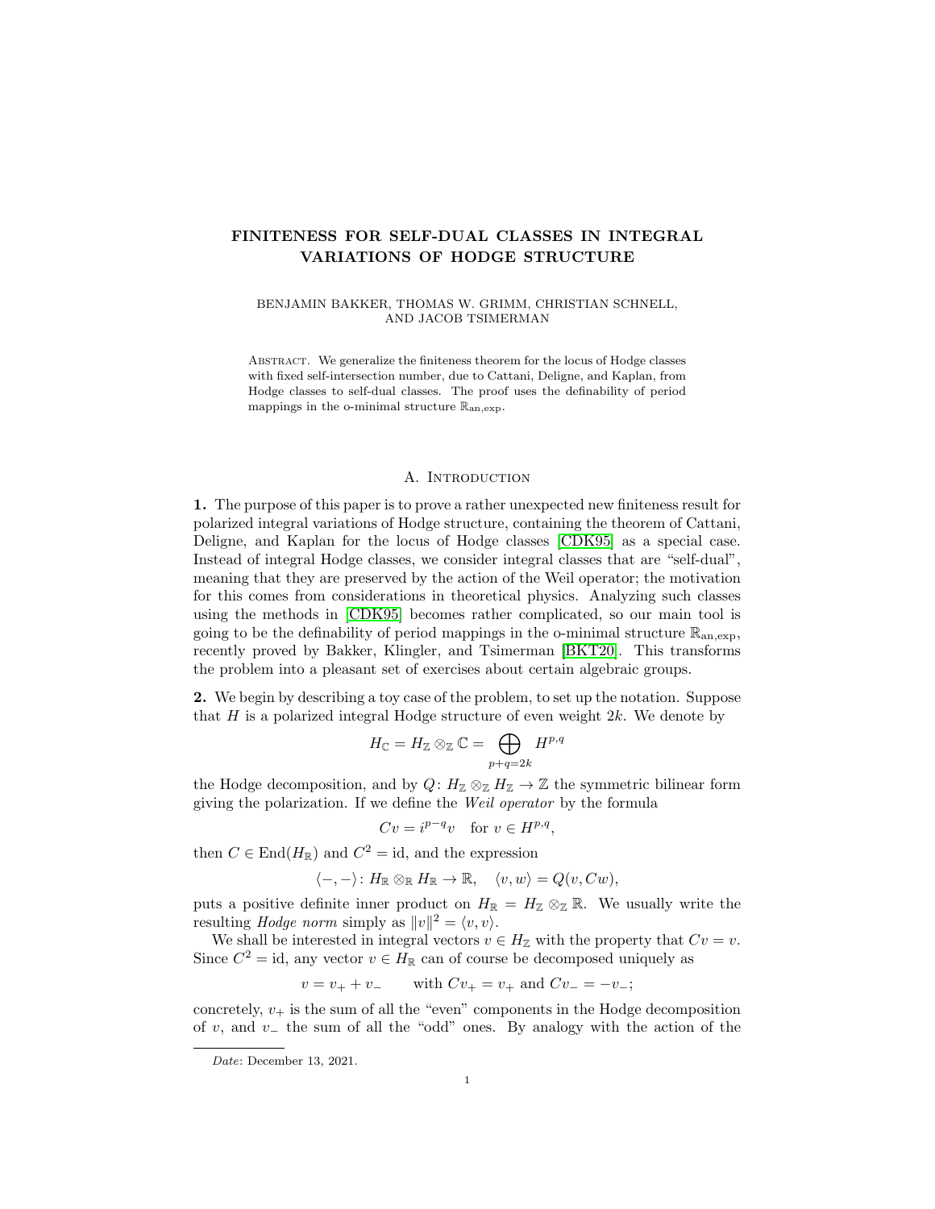# FINITENESS FOR SELF-DUAL CLASSES IN INTEGRAL VARIATIONS OF HODGE STRUCTURE

BENJAMIN BAKKER, THOMAS W. GRIMM, CHRISTIAN SCHNELL, AND JACOB TSIMERMAN

Abstract. We generalize the finiteness theorem for the locus of Hodge classes with fixed self-intersection number, due to Cattani, Deligne, and Kaplan, from Hodge classes to self-dual classes. The proof uses the definability of period mappings in the o-minimal structure $\mathbb{R}_{\mathrm{an,exp}}$.

## A. Introduction

**1.** The purpose of this paper is to prove a rather unexpected new finiteness result for polarized integral variations of Hodge structure, containing the theorem of Cattani, Deligne, and Kaplan for the locus of Hodge classes [CDK95] as a special case. Instead of integral Hodge classes, we consider integral classes that are "self-dual", meaning that they are preserved by the action of the Weil operator; the motivation for this comes from considerations in theoretical physics. Analyzing such classes using the methods in [CDK95] becomes rather complicated, so our main tool is going to be the definability of period mappings in the o-minimal structure $\mathbb{R}_{\mathrm{an,exp}}$, recently proved by Bakker, Klingler, and Tsimerman [BKT20]. This transforms the problem into a pleasant set of exercises about certain algebraic groups.

**2.** We begin by describing a toy case of the problem, to set up the notation. Suppose that $H$ is a polarized integral Hodge structure of even weight $2k$. We denote by

$$H_{\mathbb{C}} = H_{\mathbb{Z}} \otimes_{\mathbb{Z}} \mathbb{C} = \bigoplus_{p+q=2k} H^{p,q}$$

the Hodge decomposition, and by $Q\colon H_{\mathbb{Z}} \otimes_{\mathbb{Z}} H_{\mathbb{Z}} \to \mathbb{Z}$ the symmetric bilinear form giving the polarization. If we define the *Weil operator* by the formula

$$Cv = i^{p-q} v \quad \text{for } v \in H^{p,q},$$

then $C \in \mathrm{End}(H_{\mathbb{R}})$ and $C^2 = \mathrm{id}$, and the expression

$$\langle -, - \rangle\colon H_{\mathbb{R}} \otimes_{\mathbb{R}} H_{\mathbb{R}} \to \mathbb{R}, \quad \langle v, w \rangle = Q(v, Cw),$$

puts a positive definite inner product on $H_{\mathbb{R}} = H_{\mathbb{Z}} \otimes_{\mathbb{Z}} \mathbb{R}$. We usually write the resulting *Hodge norm* simply as $\|v\|^2 = \langle v, v \rangle$.

We shall be interested in integral vectors $v \in H_{\mathbb{Z}}$ with the property that $Cv = v$. Since $C^2 = \mathrm{id}$, any vector $v \in H_{\mathbb{R}}$ can of course be decomposed uniquely as

$$v = v_+ + v_- \qquad \text{with } Cv_+ = v_+ \text{ and } Cv_- = -v_-;$$

concretely, $v_+$ is the sum of all the "even" components in the Hodge decomposition of $v$, and $v_-$ the sum of all the "odd" ones. By analogy with the action of the

*Date*: December 13, 2021.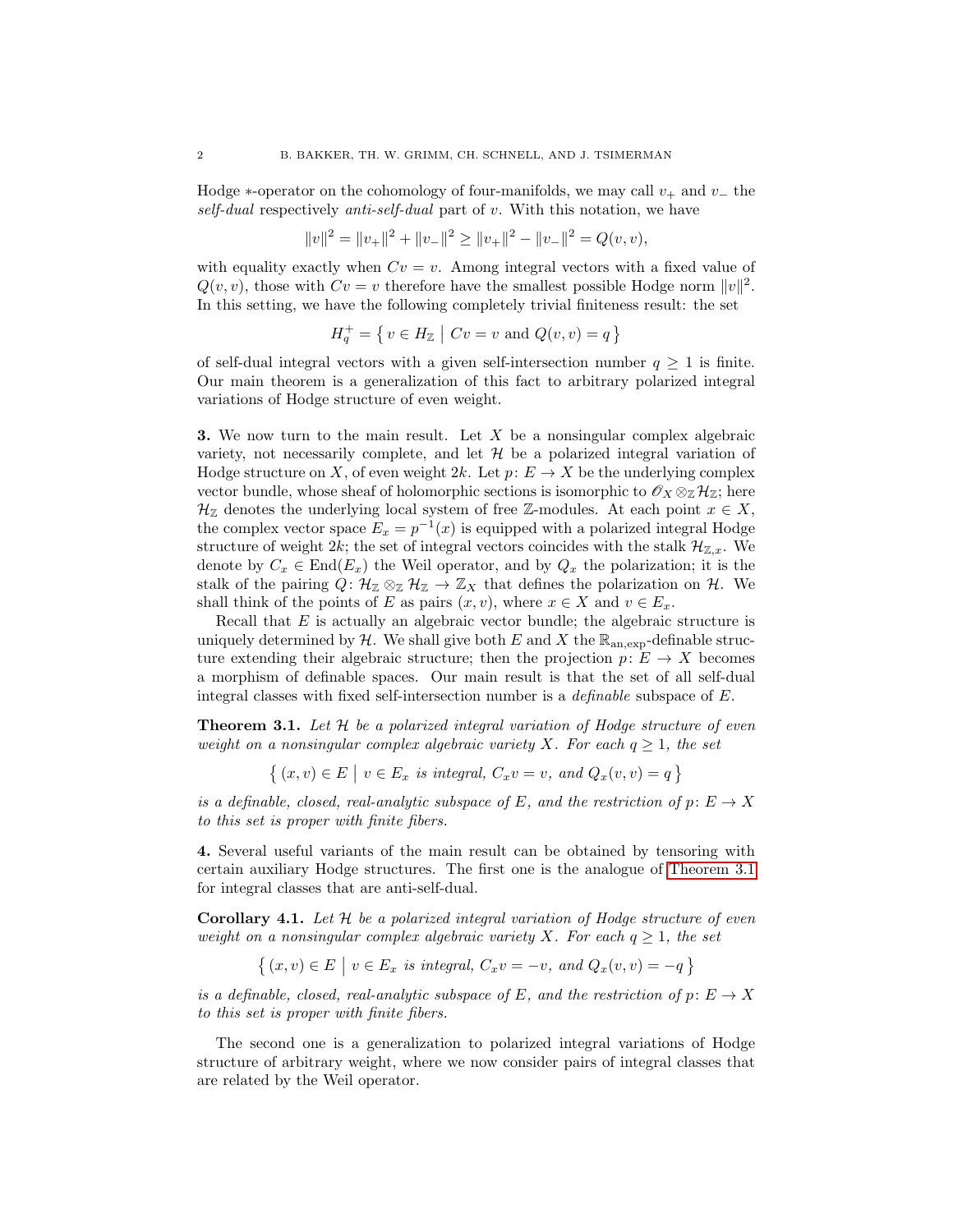Hodge $*$-operator on the cohomology of four-manifolds, we may call $v_+$ and $v_-$ the *self-dual* respectively *anti-self-dual* part of $v$. With this notation, we have

$$\|v\|^2 = \|v_+\|^2 + \|v_-\|^2 \geq \|v_+\|^2 - \|v_-\|^2 = Q(v,v),$$

with equality exactly when $Cv = v$. Among integral vectors with a fixed value of $Q(v,v)$, those with $Cv = v$ therefore have the smallest possible Hodge norm $\|v\|^2$. In this setting, we have the following completely trivial finiteness result: the set

$$H_q^+ = \left\{ v \in H_{\mathbb{Z}} \;\middle|\; Cv = v \text{ and } Q(v,v) = q \right\}$$

of self-dual integral vectors with a given self-intersection number $q \geq 1$ is finite. Our main theorem is a generalization of this fact to arbitrary polarized integral variations of Hodge structure of even weight.

**3.** We now turn to the main result. Let $X$ be a nonsingular complex algebraic variety, not necessarily complete, and let $\mathcal{H}$ be a polarized integral variation of Hodge structure on $X$, of even weight $2k$. Let $p\colon E \to X$ be the underlying complex vector bundle, whose sheaf of holomorphic sections is isomorphic to $\mathscr{O}_X \otimes_{\mathbb{Z}} \mathcal{H}_{\mathbb{Z}}$; here $\mathcal{H}_{\mathbb{Z}}$ denotes the underlying local system of free $\mathbb{Z}$-modules. At each point $x \in X$, the complex vector space $E_x = p^{-1}(x)$ is equipped with a polarized integral Hodge structure of weight $2k$; the set of integral vectors coincides with the stalk $\mathcal{H}_{\mathbb{Z},x}$. We denote by $C_x \in \operatorname{End}(E_x)$ the Weil operator, and by $Q_x$ the polarization; it is the stalk of the pairing $Q\colon \mathcal{H}_{\mathbb{Z}} \otimes_{\mathbb{Z}} \mathcal{H}_{\mathbb{Z}} \to \mathbb{Z}_X$ that defines the polarization on $\mathcal{H}$. We shall think of the points of $E$ as pairs $(x, v)$, where $x \in X$ and $v \in E_x$.

Recall that $E$ is actually an algebraic vector bundle; the algebraic structure is uniquely determined by $\mathcal{H}$. We shall give both $E$ and $X$ the $\mathbb{R}_{\mathrm{an,exp}}$-definable structure extending their algebraic structure; then the projection $p\colon E \to X$ becomes a morphism of definable spaces. Our main result is that the set of all self-dual integral classes with fixed self-intersection number is a *definable* subspace of $E$.

**Theorem 3.1.** *Let $\mathcal{H}$ be a polarized integral variation of Hodge structure of even weight on a nonsingular complex algebraic variety $X$. For each $q \geq 1$, the set*

$$\left\{ (x,v) \in E \;\middle|\; v \in E_x \text{ is integral, } C_x v = v, \text{ and } Q_x(v,v) = q \right\}$$

*is a definable, closed, real-analytic subspace of $E$, and the restriction of $p\colon E \to X$ to this set is proper with finite fibers.*

**4.** Several useful variants of the main result can be obtained by tensoring with certain auxiliary Hodge structures. The first one is the analogue of Theorem 3.1 for integral classes that are anti-self-dual.

**Corollary 4.1.** *Let $\mathcal{H}$ be a polarized integral variation of Hodge structure of even weight on a nonsingular complex algebraic variety $X$. For each $q \geq 1$, the set*

$$\left\{ (x,v) \in E \;\middle|\; v \in E_x \text{ is integral, } C_x v = -v, \text{ and } Q_x(v,v) = -q \right\}$$

*is a definable, closed, real-analytic subspace of $E$, and the restriction of $p\colon E \to X$ to this set is proper with finite fibers.*

The second one is a generalization to polarized integral variations of Hodge structure of arbitrary weight, where we now consider pairs of integral classes that are related by the Weil operator.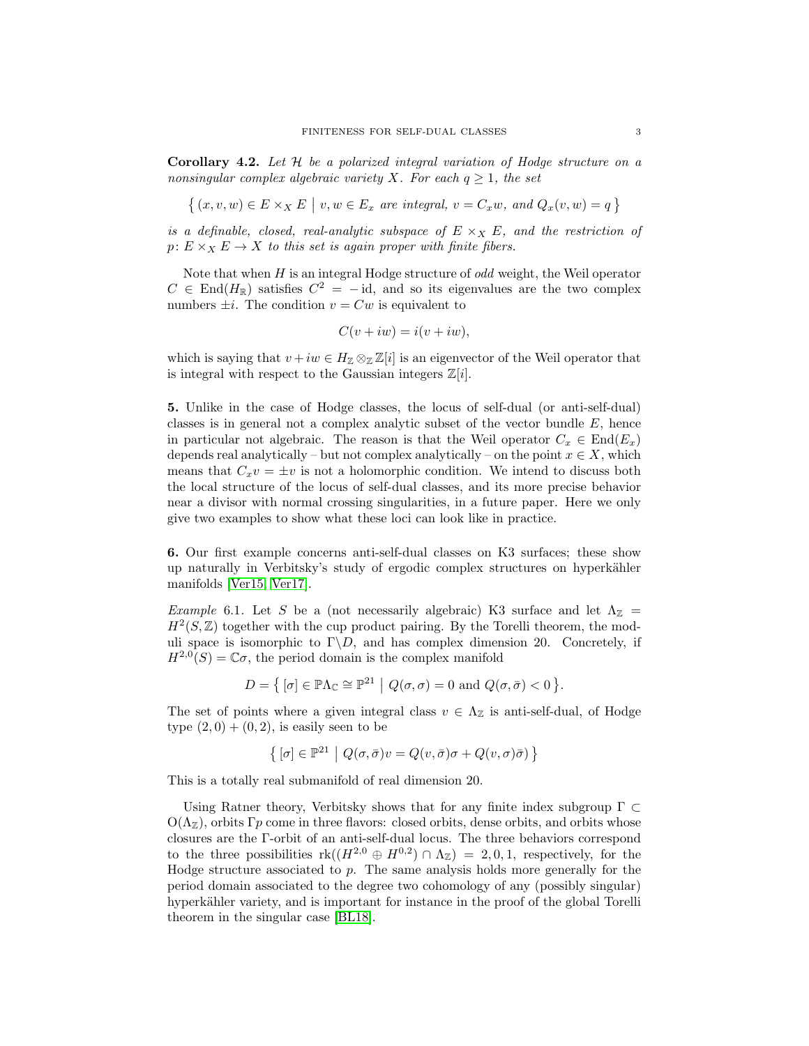**Corollary 4.2.** *Let $\mathcal{H}$ be a polarized integral variation of Hodge structure on a nonsingular complex algebraic variety $X$. For each $q \geq 1$, the set*

$$\left\{ (x, v, w) \in E \times_X E \;\middle|\; v, w \in E_x \text{ are integral, } v = C_x w, \text{ and } Q_x(v, w) = q \right\}$$

*is a definable, closed, real-analytic subspace of $E \times_X E$, and the restriction of $p \colon E \times_X E \to X$ to this set is again proper with finite fibers.*

Note that when $H$ is an integral Hodge structure of *odd* weight, the Weil operator $C \in \operatorname{End}(H_{\mathbb{R}})$ satisfies $C^2 = -\operatorname{id}$, and so its eigenvalues are the two complex numbers $\pm i$. The condition $v = Cw$ is equivalent to

$$C(v + iw) = i(v + iw),$$

which is saying that $v + iw \in H_{\mathbb{Z}} \otimes_{\mathbb{Z}} \mathbb{Z}[i]$ is an eigenvector of the Weil operator that is integral with respect to the Gaussian integers $\mathbb{Z}[i]$.

**5.** Unlike in the case of Hodge classes, the locus of self-dual (or anti-self-dual) classes is in general not a complex analytic subset of the vector bundle $E$, hence in particular not algebraic. The reason is that the Weil operator $C_x \in \operatorname{End}(E_x)$ depends real analytically – but not complex analytically – on the point $x \in X$, which means that $C_x v = \pm v$ is not a holomorphic condition. We intend to discuss both the local structure of the locus of self-dual classes, and its more precise behavior near a divisor with normal crossing singularities, in a future paper. Here we only give two examples to show what these loci can look like in practice.

**6.** Our first example concerns anti-self-dual classes on K3 surfaces; these show up naturally in Verbitsky's study of ergodic complex structures on hyperkähler manifolds [Ver15, Ver17].

*Example* 6.1. Let $S$ be a (not necessarily algebraic) K3 surface and let $\Lambda_{\mathbb{Z}} = H^2(S, \mathbb{Z})$ together with the cup product pairing. By the Torelli theorem, the moduli space is isomorphic to $\Gamma \backslash D$, and has complex dimension 20. Concretely, if $H^{2,0}(S) = \mathbb{C}\sigma$, the period domain is the complex manifold

$$D = \left\{ [\sigma] \in \mathbb{P}\Lambda_{\mathbb{C}} \cong \mathbb{P}^{21} \;\middle|\; Q(\sigma, \sigma) = 0 \text{ and } Q(\sigma, \bar{\sigma}) < 0 \right\}.$$

The set of points where a given integral class $v \in \Lambda_{\mathbb{Z}}$ is anti-self-dual, of Hodge type $(2,0) + (0,2)$, is easily seen to be

$$\left\{ [\sigma] \in \mathbb{P}^{21} \;\middle|\; Q(\sigma, \bar{\sigma}) v = Q(v, \bar{\sigma}) \sigma + Q(v, \sigma) \bar{\sigma}) \right\}$$

This is a totally real submanifold of real dimension 20.

Using Ratner theory, Verbitsky shows that for any finite index subgroup $\Gamma \subset \mathrm{O}(\Lambda_{\mathbb{Z}})$, orbits $\Gamma p$ come in three flavors: closed orbits, dense orbits, and orbits whose closures are the $\Gamma$-orbit of an anti-self-dual locus. The three behaviors correspond to the three possibilities $\operatorname{rk}((H^{2,0} \oplus H^{0,2}) \cap \Lambda_{\mathbb{Z}}) = 2, 0, 1$, respectively, for the Hodge structure associated to $p$. The same analysis holds more generally for the period domain associated to the degree two cohomology of any (possibly singular) hyperkähler variety, and is important for instance in the proof of the global Torelli theorem in the singular case [BL18].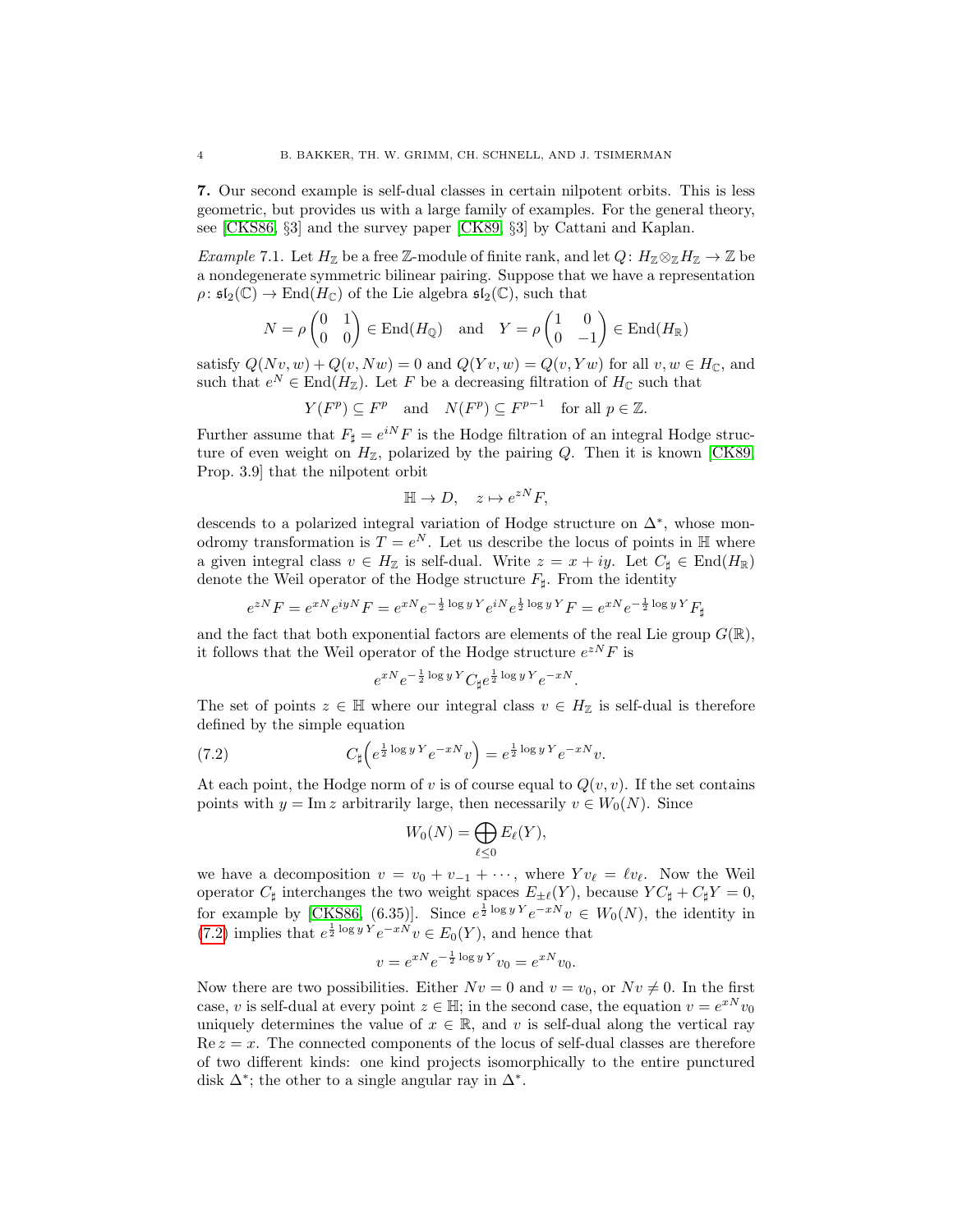**7.** Our second example is self-dual classes in certain nilpotent orbits. This is less geometric, but provides us with a large family of examples. For the general theory, see [CKS86, §3] and the survey paper [CK89, §3] by Cattani and Kaplan.

*Example* 7.1. Let $H_{\mathbb{Z}}$ be a free $\mathbb{Z}$-module of finite rank, and let $Q\colon H_{\mathbb{Z}} \otimes_{\mathbb{Z}} H_{\mathbb{Z}} \to \mathbb{Z}$ be a nondegenerate symmetric bilinear pairing. Suppose that we have a representation $\rho\colon \mathfrak{sl}_2(\mathbb{C}) \to \operatorname{End}(H_{\mathbb{C}})$ of the Lie algebra $\mathfrak{sl}_2(\mathbb{C})$, such that

$$N = \rho \begin{pmatrix} 0 & 1 \\ 0 & 0 \end{pmatrix} \in \operatorname{End}(H_{\mathbb{Q}}) \quad \text{and} \quad Y = \rho \begin{pmatrix} 1 & 0 \\ 0 & -1 \end{pmatrix} \in \operatorname{End}(H_{\mathbb{R}})$$

satisfy $Q(Nv, w) + Q(v, Nw) = 0$ and $Q(Yv, w) = Q(v, Yw)$ for all $v, w \in H_{\mathbb{C}}$, and such that $e^N \in \operatorname{End}(H_{\mathbb{Z}})$. Let $F$ be a decreasing filtration of $H_{\mathbb{C}}$ such that

$$Y(F^p) \subseteq F^p \quad \text{and} \quad N(F^p) \subseteq F^{p-1} \quad \text{for all } p \in \mathbb{Z}.$$

Further assume that $F_\sharp = e^{iN} F$ is the Hodge filtration of an integral Hodge structure of even weight on $H_{\mathbb{Z}}$, polarized by the pairing $Q$. Then it is known [CK89, Prop. 3.9] that the nilpotent orbit

$$\mathbb{H} \to D, \quad z \mapsto e^{zN} F,$$

descends to a polarized integral variation of Hodge structure on $\Delta^*$, whose monodromy transformation is $T = e^N$. Let us describe the locus of points in $\mathbb{H}$ where a given integral class $v \in H_{\mathbb{Z}}$ is self-dual. Write $z = x + iy$. Let $C_\sharp \in \operatorname{End}(H_{\mathbb{R}})$ denote the Weil operator of the Hodge structure $F_\sharp$. From the identity

$$e^{zN} F = e^{xN} e^{iyN} F = e^{xN} e^{-\frac{1}{2} \log y \, Y} e^{iN} e^{\frac{1}{2} \log y \, Y} F = e^{xN} e^{-\frac{1}{2} \log y \, Y} F_\sharp$$

and the fact that both exponential factors are elements of the real Lie group $G(\mathbb{R})$, it follows that the Weil operator of the Hodge structure $e^{zN} F$ is

$$e^{xN} e^{-\frac{1}{2} \log y \, Y} C_\sharp e^{\frac{1}{2} \log y \, Y} e^{-xN}.$$

The set of points $z \in \mathbb{H}$ where our integral class $v \in H_{\mathbb{Z}}$ is self-dual is therefore defined by the simple equation

$$C_\sharp\Big( e^{\frac{1}{2} \log y \, Y} e^{-xN} v \Big) = e^{\frac{1}{2} \log y \, Y} e^{-xN} v. \tag{7.2}$$

At each point, the Hodge norm of $v$ is of course equal to $Q(v, v)$. If the set contains points with $y = \operatorname{Im} z$ arbitrarily large, then necessarily $v \in W_0(N)$. Since

$$W_0(N) = \bigoplus_{\ell \leq 0} E_\ell(Y),$$

we have a decomposition $v = v_0 + v_{-1} + \cdots$, where $Y v_\ell = \ell v_\ell$. Now the Weil operator $C_\sharp$ interchanges the two weight spaces $E_{\pm \ell}(Y)$, because $Y C_\sharp + C_\sharp Y = 0$, for example by [CKS86, (6.35)]. Since $e^{\frac{1}{2} \log y \, Y} e^{-xN} v \in W_0(N)$, the identity in (7.2) implies that $e^{\frac{1}{2} \log y \, Y} e^{-xN} v \in E_0(Y)$, and hence that

$$v = e^{xN} e^{-\frac{1}{2} \log y \, Y} v_0 = e^{xN} v_0.$$

Now there are two possibilities. Either $Nv = 0$ and $v = v_0$, or $Nv \neq 0$. In the first case, $v$ is self-dual at every point $z \in \mathbb{H}$; in the second case, the equation $v = e^{xN} v_0$ uniquely determines the value of $x \in \mathbb{R}$, and $v$ is self-dual along the vertical ray $\operatorname{Re} z = x$. The connected components of the locus of self-dual classes are therefore of two different kinds: one kind projects isomorphically to the entire punctured disk $\Delta^*$; the other to a single angular ray in $\Delta^*$.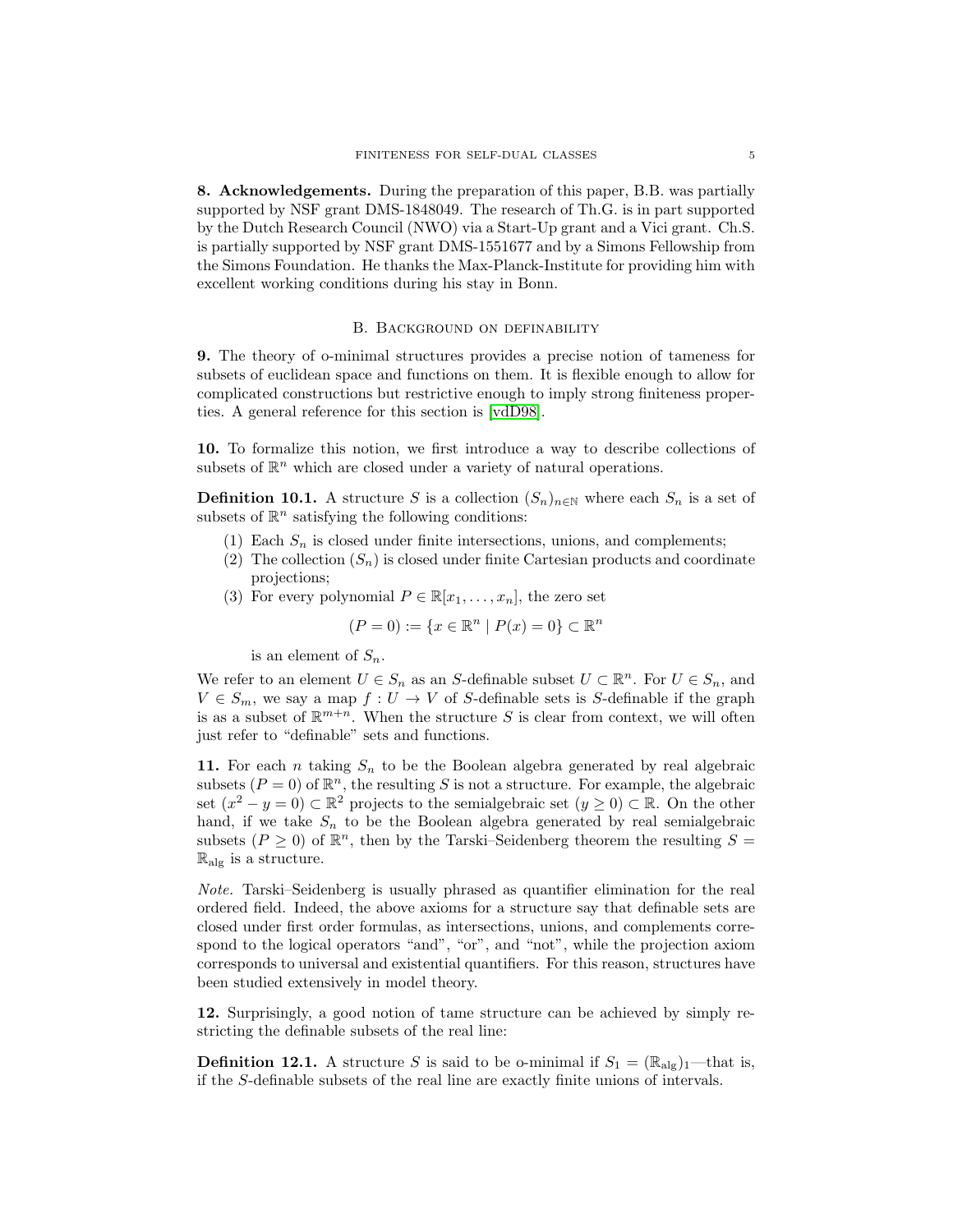**8. Acknowledgements.** During the preparation of this paper, B.B. was partially supported by NSF grant DMS-1848049. The research of Th.G. is in part supported by the Dutch Research Council (NWO) via a Start-Up grant and a Vici grant. Ch.S. is partially supported by NSF grant DMS-1551677 and by a Simons Fellowship from the Simons Foundation. He thanks the Max-Planck-Institute for providing him with excellent working conditions during his stay in Bonn.

## B. Background on definability

**9.** The theory of o-minimal structures provides a precise notion of tameness for subsets of euclidean space and functions on them. It is flexible enough to allow for complicated constructions but restrictive enough to imply strong finiteness properties. A general reference for this section is [vdD98].

**10.** To formalize this notion, we first introduce a way to describe collections of subsets of $\mathbb{R}^n$ which are closed under a variety of natural operations.

**Definition 10.1.** A structure $S$ is a collection $(S_n)_{n\in\mathbb{N}}$ where each $S_n$ is a set of subsets of $\mathbb{R}^n$ satisfying the following conditions:

1. Each $S_n$ is closed under finite intersections, unions, and complements;
2. The collection $(S_n)$ is closed under finite Cartesian products and coordinate projections;
3. For every polynomial $P \in \mathbb{R}[x_1, \ldots, x_n]$, the zero set
$$(P = 0) := \{x \in \mathbb{R}^n \mid P(x) = 0\} \subset \mathbb{R}^n$$
is an element of $S_n$.

We refer to an element $U \in S_n$ as an $S$-definable subset $U \subset \mathbb{R}^n$. For $U \in S_n$, and $V \in S_m$, we say a map $f : U \to V$ of $S$-definable sets is $S$-definable if the graph is as a subset of $\mathbb{R}^{m+n}$. When the structure $S$ is clear from context, we will often just refer to "definable" sets and functions.

**11.** For each $n$ taking $S_n$ to be the Boolean algebra generated by real algebraic subsets $(P = 0)$ of $\mathbb{R}^n$, the resulting $S$ is not a structure. For example, the algebraic set $(x^2 - y = 0) \subset \mathbb{R}^2$ projects to the semialgebraic set $(y \geq 0) \subset \mathbb{R}$. On the other hand, if we take $S_n$ to be the Boolean algebra generated by real semialgebraic subsets $(P \geq 0)$ of $\mathbb{R}^n$, then by the Tarski–Seidenberg theorem the resulting $S = \mathbb{R}_{\mathrm{alg}}$ is a structure.

*Note.* Tarski–Seidenberg is usually phrased as quantifier elimination for the real ordered field. Indeed, the above axioms for a structure say that definable sets are closed under first order formulas, as intersections, unions, and complements correspond to the logical operators "and", "or", and "not", while the projection axiom corresponds to universal and existential quantifiers. For this reason, structures have been studied extensively in model theory.

**12.** Surprisingly, a good notion of tame structure can be achieved by simply restricting the definable subsets of the real line:

**Definition 12.1.** A structure $S$ is said to be o-minimal if $S_1 = (\mathbb{R}_{\mathrm{alg}})_1$—that is, if the $S$-definable subsets of the real line are exactly finite unions of intervals.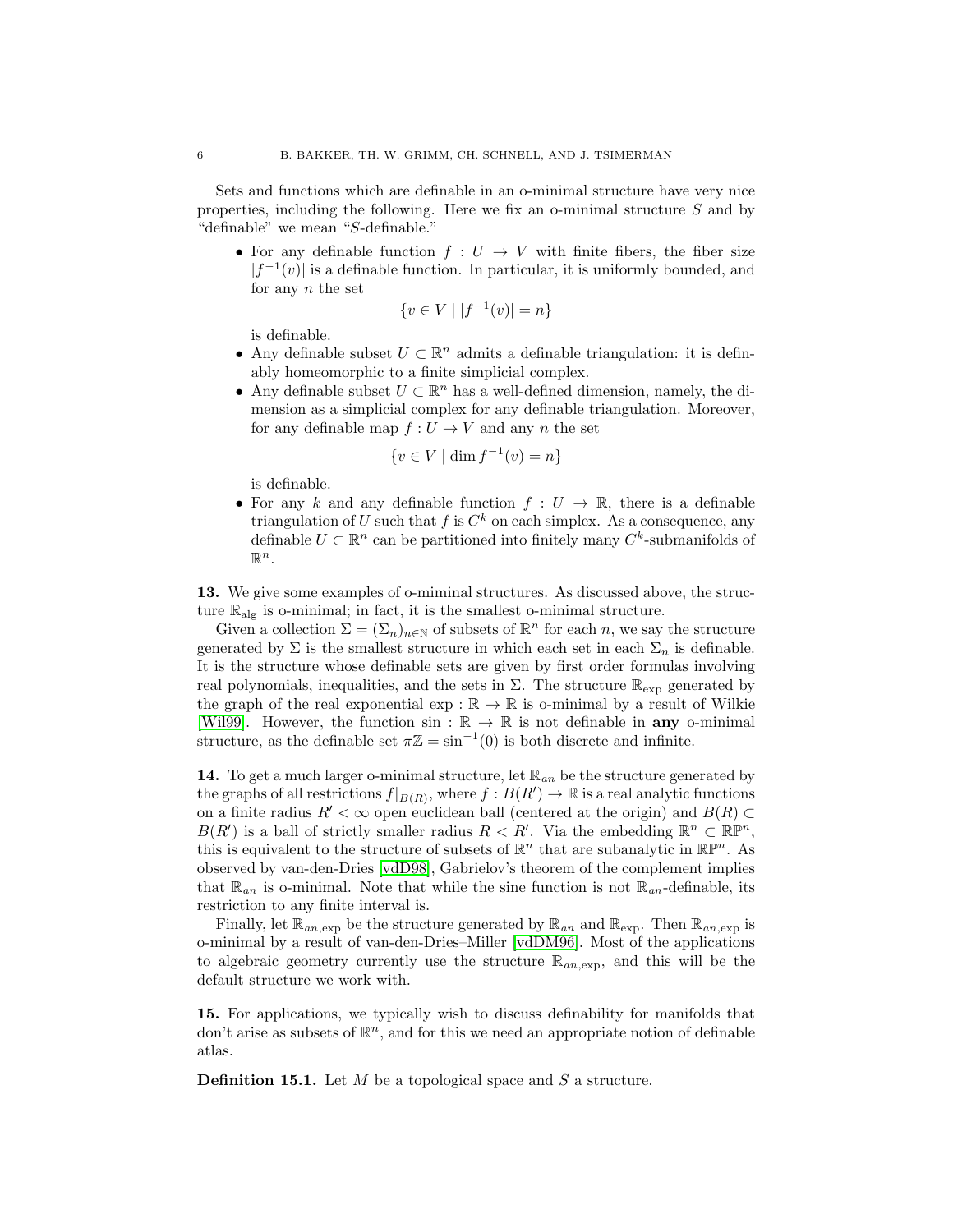Sets and functions which are definable in an o-minimal structure have very nice properties, including the following. Here we fix an o-minimal structure $S$ and by "definable" we mean "$S$-definable."

- For any definable function $f : U \to V$ with finite fibers, the fiber size $|f^{-1}(v)|$ is a definable function. In particular, it is uniformly bounded, and for any $n$ the set
$$\{v \in V \mid |f^{-1}(v)| = n\}$$
is definable.
- Any definable subset $U \subset \mathbb{R}^n$ admits a definable triangulation: it is definably homeomorphic to a finite simplicial complex.
- Any definable subset $U \subset \mathbb{R}^n$ has a well-defined dimension, namely, the dimension as a simplicial complex for any definable triangulation. Moreover, for any definable map $f : U \to V$ and any $n$ the set
$$\{v \in V \mid \dim f^{-1}(v) = n\}$$
is definable.
- For any $k$ and any definable function $f : U \to \mathbb{R}$, there is a definable triangulation of $U$ such that $f$ is $C^k$ on each simplex. As a consequence, any definable $U \subset \mathbb{R}^n$ can be partitioned into finitely many $C^k$-submanifolds of $\mathbb{R}^n$.

**13.** We give some examples of o-miminal structures. As discussed above, the structure $\mathbb{R}_{\mathrm{alg}}$ is o-minimal; in fact, it is the smallest o-minimal structure.

Given a collection $\Sigma = (\Sigma_n)_{n \in \mathbb{N}}$ of subsets of $\mathbb{R}^n$ for each $n$, we say the structure generated by $\Sigma$ is the smallest structure in which each set in each $\Sigma_n$ is definable. It is the structure whose definable sets are given by first order formulas involving real polynomials, inequalities, and the sets in $\Sigma$. The structure $\mathbb{R}_{\exp}$ generated by the graph of the real exponential $\exp : \mathbb{R} \to \mathbb{R}$ is o-minimal by a result of Wilkie [Wil99]. However, the function $\sin : \mathbb{R} \to \mathbb{R}$ is not definable in **any** o-minimal structure, as the definable set $\pi\mathbb{Z} = \sin^{-1}(0)$ is both discrete and infinite.

**14.** To get a much larger o-minimal structure, let $\mathbb{R}_{an}$ be the structure generated by the graphs of all restrictions $f|_{B(R)}$, where $f : B(R') \to \mathbb{R}$ is a real analytic functions on a finite radius $R' < \infty$ open euclidean ball (centered at the origin) and $B(R) \subset B(R')$ is a ball of strictly smaller radius $R < R'$. Via the embedding $\mathbb{R}^n \subset \mathbb{RP}^n$, this is equivalent to the structure of subsets of $\mathbb{R}^n$ that are subanalytic in $\mathbb{RP}^n$. As observed by van-den-Dries [vdD98], Gabrielov's theorem of the complement implies that $\mathbb{R}_{an}$ is o-minimal. Note that while the sine function is not $\mathbb{R}_{an}$-definable, its restriction to any finite interval is.

Finally, let $\mathbb{R}_{an,\exp}$ be the structure generated by $\mathbb{R}_{an}$ and $\mathbb{R}_{\exp}$. Then $\mathbb{R}_{an,\exp}$ is o-minimal by a result of van-den-Dries–Miller [vdDM96]. Most of the applications to algebraic geometry currently use the structure $\mathbb{R}_{an,\exp}$, and this will be the default structure we work with.

**15.** For applications, we typically wish to discuss definability for manifolds that don't arise as subsets of $\mathbb{R}^n$, and for this we need an appropriate notion of definable atlas.

**Definition 15.1.** Let $M$ be a topological space and $S$ a structure.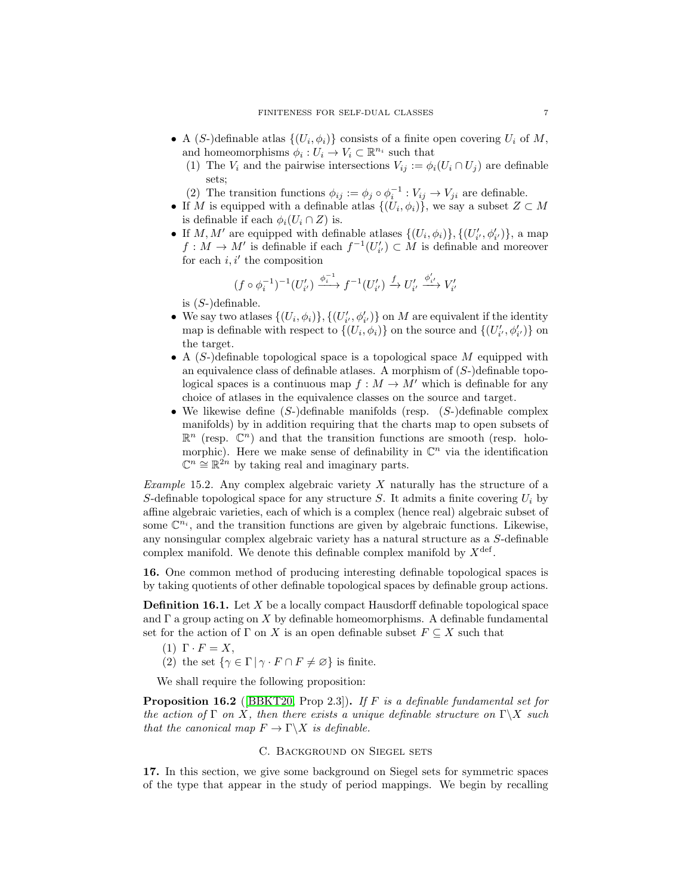- A ($S$-)definable atlas $\{(U_i, \phi_i)\}$ consists of a finite open covering $U_i$ of $M$, and homeomorphisms $\phi_i : U_i \to V_i \subset \mathbb{R}^{n_i}$ such that
  (1) The $V_i$ and the pairwise intersections $V_{ij} := \phi_i(U_i \cap U_j)$ are definable sets;
  (2) The transition functions $\phi_{ij} := \phi_j \circ \phi_i^{-1} : V_{ij} \to V_{ji}$ are definable.
- If $M$ is equipped with a definable atlas $\{(U_i, \phi_i)\}$, we say a subset $Z \subset M$ is definable if each $\phi_i(U_i \cap Z)$ is.
- If $M, M'$ are equipped with definable atlases $\{(U_i, \phi_i)\}, \{(U'_{i'}, \phi'_{i'})\}$, a map $f : M \to M'$ is definable if each $f^{-1}(U'_{i'}) \subset M$ is definable and moreover for each $i, i'$ the composition

$$(f \circ \phi_i^{-1})^{-1}(U'_{i'}) \xrightarrow{\phi_i^{-1}} f^{-1}(U'_{i'}) \xrightarrow{f} U'_{i'} \xrightarrow{\phi'_{i'}} V'_{i'}$$

  is ($S$-)definable.
- We say two atlases $\{(U_i, \phi_i)\}, \{(U'_{i'}, \phi'_{i'})\}$ on $M$ are equivalent if the identity map is definable with respect to $\{(U_i, \phi_i)\}$ on the source and $\{(U'_{i'}, \phi'_{i'})\}$ on the target.
- A ($S$-)definable topological space is a topological space $M$ equipped with an equivalence class of definable atlases. A morphism of ($S$-)definable topological spaces is a continuous map $f : M \to M'$ which is definable for any choice of atlases in the equivalence classes on the source and target.
- We likewise define ($S$-)definable manifolds (resp. ($S$-)definable complex manifolds) by in addition requiring that the charts map to open subsets of $\mathbb{R}^n$ (resp. $\mathbb{C}^n$) and that the transition functions are smooth (resp. holomorphic). Here we make sense of definability in $\mathbb{C}^n$ via the identification $\mathbb{C}^n \cong \mathbb{R}^{2n}$ by taking real and imaginary parts.

*Example* 15.2. Any complex algebraic variety $X$ naturally has the structure of a $S$-definable topological space for any structure $S$. It admits a finite covering $U_i$ by affine algebraic varieties, each of which is a complex (hence real) algebraic subset of some $\mathbb{C}^{n_i}$, and the transition functions are given by algebraic functions. Likewise, any nonsingular complex algebraic variety has a natural structure as a $S$-definable complex manifold. We denote this definable complex manifold by $X^{\text{def}}$.

**16.** One common method of producing interesting definable topological spaces is by taking quotients of other definable topological spaces by definable group actions.

**Definition 16.1.** Let $X$ be a locally compact Hausdorff definable topological space and $\Gamma$ a group acting on $X$ by definable homeomorphisms. A definable fundamental set for the action of $\Gamma$ on $X$ is an open definable subset $F \subseteq X$ such that

(1) $\Gamma \cdot F = X$,
(2) the set $\{\gamma \in \Gamma \mid \gamma \cdot F \cap F \neq \varnothing\}$ is finite.

We shall require the following proposition:

**Proposition 16.2** ([BBKT20, Prop 2.3])**.** *If $F$ is a definable fundamental set for the action of $\Gamma$ on $X$, then there exists a unique definable structure on $\Gamma\backslash X$ such that the canonical map $F \to \Gamma\backslash X$ is definable.*

## C. Background on Siegel sets

**17.** In this section, we give some background on Siegel sets for symmetric spaces of the type that appear in the study of period mappings. We begin by recalling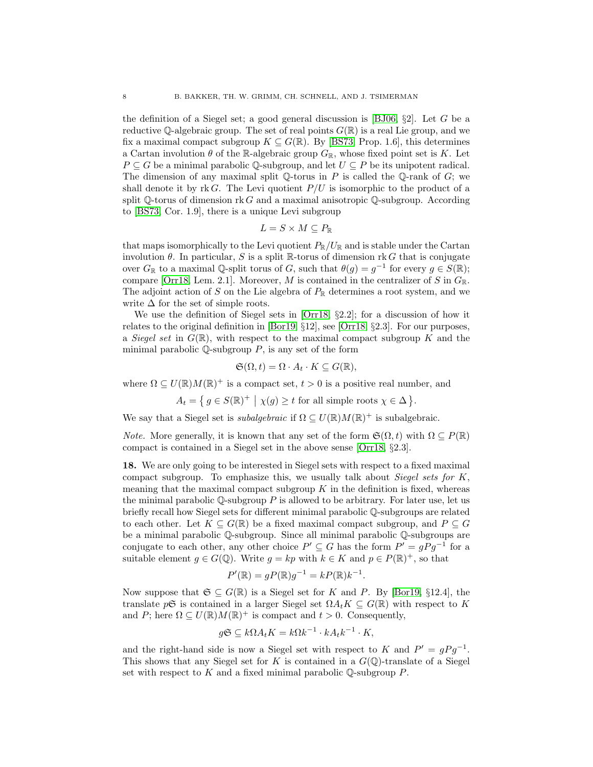the definition of a Siegel set; a good general discussion is [BJ06, §2]. Let $G$ be a reductive $\mathbb{Q}$-algebraic group. The set of real points $G(\mathbb{R})$ is a real Lie group, and we fix a maximal compact subgroup $K \subseteq G(\mathbb{R})$. By [BS73, Prop. 1.6], this determines a Cartan involution $\theta$ of the $\mathbb{R}$-algebraic group $G_{\mathbb{R}}$, whose fixed point set is $K$. Let $P \subseteq G$ be a minimal parabolic $\mathbb{Q}$-subgroup, and let $U \subseteq P$ be its unipotent radical. The dimension of any maximal split $\mathbb{Q}$-torus in $P$ is called the $\mathbb{Q}$-rank of $G$; we shall denote it by $\operatorname{rk} G$. The Levi quotient $P/U$ is isomorphic to the product of a split $\mathbb{Q}$-torus of dimension $\operatorname{rk} G$ and a maximal anisotropic $\mathbb{Q}$-subgroup. According to [BS73, Cor. 1.9], there is a unique Levi subgroup

$$L = S \times M \subseteq P_{\mathbb{R}}$$

that maps isomorphically to the Levi quotient $P_{\mathbb{R}}/U_{\mathbb{R}}$ and is stable under the Cartan involution $\theta$. In particular, $S$ is a split $\mathbb{R}$-torus of dimension $\operatorname{rk} G$ that is conjugate over $G_{\mathbb{R}}$ to a maximal $\mathbb{Q}$-split torus of $G$, such that $\theta(g) = g^{-1}$ for every $g \in S(\mathbb{R})$; compare [Orr18, Lem. 2.1]. Moreover, $M$ is contained in the centralizer of $S$ in $G_{\mathbb{R}}$. The adjoint action of $S$ on the Lie algebra of $P_{\mathbb{R}}$ determines a root system, and we write $\Delta$ for the set of simple roots.

We use the definition of Siegel sets in [Orr18, §2.2]; for a discussion of how it relates to the original definition in [Bor19, §12], see [Orr18, §2.3]. For our purposes, a *Siegel set* in $G(\mathbb{R})$, with respect to the maximal compact subgroup $K$ and the minimal parabolic $\mathbb{Q}$-subgroup $P$, is any set of the form

$$\mathfrak{S}(\Omega, t) = \Omega \cdot A_t \cdot K \subseteq G(\mathbb{R}),$$

where $\Omega \subseteq U(\mathbb{R})M(\mathbb{R})^+$ is a compact set, $t > 0$ is a positive real number, and

$$A_t = \left\{ g \in S(\mathbb{R})^+ \;\middle|\; \chi(g) \geq t \text{ for all simple roots } \chi \in \Delta \right\}.$$

We say that a Siegel set is *subalgebraic* if $\Omega \subseteq U(\mathbb{R})M(\mathbb{R})^+$ is subalgebraic.

*Note.* More generally, it is known that any set of the form $\mathfrak{S}(\Omega, t)$ with $\Omega \subseteq P(\mathbb{R})$ compact is contained in a Siegel set in the above sense [Orr18, §2.3].

**18.** We are only going to be interested in Siegel sets with respect to a fixed maximal compact subgroup. To emphasize this, we usually talk about *Siegel sets for $K$*, meaning that the maximal compact subgroup $K$ in the definition is fixed, whereas the minimal parabolic $\mathbb{Q}$-subgroup $P$ is allowed to be arbitrary. For later use, let us briefly recall how Siegel sets for different minimal parabolic $\mathbb{Q}$-subgroups are related to each other. Let $K \subseteq G(\mathbb{R})$ be a fixed maximal compact subgroup, and $P \subseteq G$ be a minimal parabolic $\mathbb{Q}$-subgroup. Since all minimal parabolic $\mathbb{Q}$-subgroups are conjugate to each other, any other choice $P' \subseteq G$ has the form $P' = gPg^{-1}$ for a suitable element $g \in G(\mathbb{Q})$. Write $g = kp$ with $k \in K$ and $p \in P(\mathbb{R})^+$, so that

$$P'(\mathbb{R}) = gP(\mathbb{R})g^{-1} = kP(\mathbb{R})k^{-1}.$$

Now suppose that $\mathfrak{S} \subseteq G(\mathbb{R})$ is a Siegel set for $K$ and $P$. By [Bor19, §12.4], the translate $p\mathfrak{S}$ is contained in a larger Siegel set $\Omega A_t K \subseteq G(\mathbb{R})$ with respect to $K$ and $P$; here $\Omega \subseteq U(\mathbb{R})M(\mathbb{R})^+$ is compact and $t > 0$. Consequently,

$$g\mathfrak{S} \subseteq k\Omega A_t K = k\Omega k^{-1} \cdot kA_t k^{-1} \cdot K,$$

and the right-hand side is now a Siegel set with respect to $K$ and $P' = gPg^{-1}$. This shows that any Siegel set for $K$ is contained in a $G(\mathbb{Q})$-translate of a Siegel set with respect to $K$ and a fixed minimal parabolic $\mathbb{Q}$-subgroup $P$.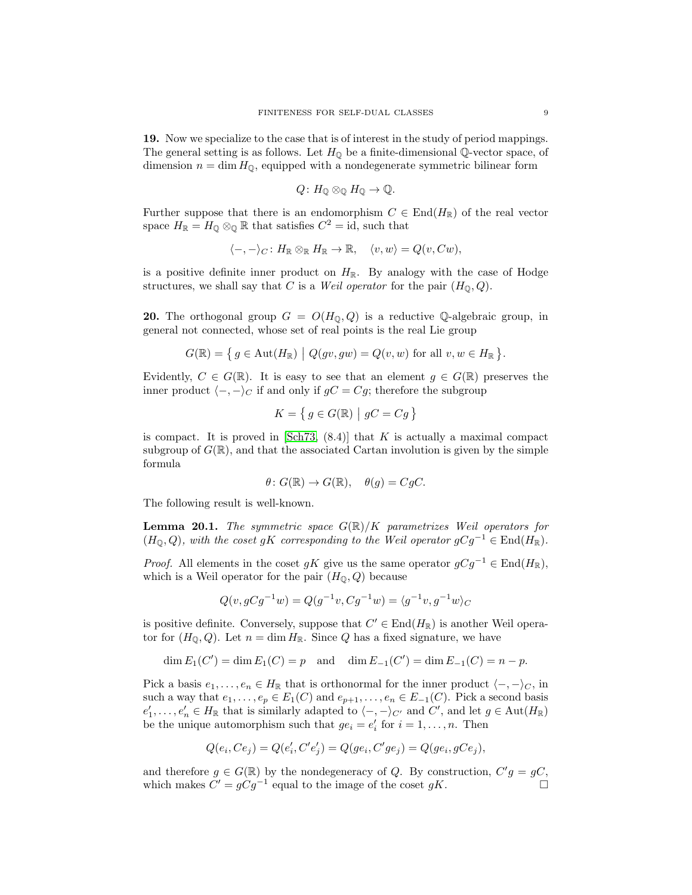**19.** Now we specialize to the case that is of interest in the study of period mappings. The general setting is as follows. Let $H_{\mathbb{Q}}$ be a finite-dimensional $\mathbb{Q}$-vector space, of dimension $n = \dim H_{\mathbb{Q}}$, equipped with a nondegenerate symmetric bilinear form

$$Q\colon H_{\mathbb{Q}} \otimes_{\mathbb{Q}} H_{\mathbb{Q}} \to \mathbb{Q}.$$

Further suppose that there is an endomorphism $C \in \operatorname{End}(H_{\mathbb{R}})$ of the real vector space $H_{\mathbb{R}} = H_{\mathbb{Q}} \otimes_{\mathbb{Q}} \mathbb{R}$ that satisfies $C^2 = \mathrm{id}$, such that

$$\langle -, - \rangle_C \colon H_{\mathbb{R}} \otimes_{\mathbb{R}} H_{\mathbb{R}} \to \mathbb{R}, \quad \langle v, w \rangle = Q(v, Cw),$$

is a positive definite inner product on $H_{\mathbb{R}}$. By analogy with the case of Hodge structures, we shall say that $C$ is a *Weil operator* for the pair $(H_{\mathbb{Q}}, Q)$.

**20.** The orthogonal group $G = O(H_{\mathbb{Q}}, Q)$ is a reductive $\mathbb{Q}$-algebraic group, in general not connected, whose set of real points is the real Lie group

$$G(\mathbb{R}) = \left\{ g \in \operatorname{Aut}(H_{\mathbb{R}}) \;\middle|\; Q(gv, gw) = Q(v, w) \text{ for all } v, w \in H_{\mathbb{R}} \right\}.$$

Evidently, $C \in G(\mathbb{R})$. It is easy to see that an element $g \in G(\mathbb{R})$ preserves the inner product $\langle -, - \rangle_C$ if and only if $gC = Cg$; therefore the subgroup

$$K = \left\{ g \in G(\mathbb{R}) \;\middle|\; gC = Cg \right\}$$

is compact. It is proved in [Sch73, (8.4)] that $K$ is actually a maximal compact subgroup of $G(\mathbb{R})$, and that the associated Cartan involution is given by the simple formula

$$\theta \colon G(\mathbb{R}) \to G(\mathbb{R}), \quad \theta(g) = CgC.$$

The following result is well-known.

**Lemma 20.1.** *The symmetric space $G(\mathbb{R})/K$ parametrizes Weil operators for $(H_{\mathbb{Q}}, Q)$, with the coset $gK$ corresponding to the Weil operator $gCg^{-1} \in \operatorname{End}(H_{\mathbb{R}})$.*

*Proof.* All elements in the coset $gK$ give us the same operator $gCg^{-1} \in \operatorname{End}(H_{\mathbb{R}})$, which is a Weil operator for the pair $(H_{\mathbb{Q}}, Q)$ because

$$Q(v, gCg^{-1}w) = Q(g^{-1}v, Cg^{-1}w) = \langle g^{-1}v, g^{-1}w \rangle_C$$

is positive definite. Conversely, suppose that $C' \in \operatorname{End}(H_{\mathbb{R}})$ is another Weil operator for $(H_{\mathbb{Q}}, Q)$. Let $n = \dim H_{\mathbb{R}}$. Since $Q$ has a fixed signature, we have

$$\dim E_1(C') = \dim E_1(C) = p \quad \text{and} \quad \dim E_{-1}(C') = \dim E_{-1}(C) = n - p.$$

Pick a basis $e_1, \dots, e_n \in H_{\mathbb{R}}$ that is orthonormal for the inner product $\langle -, - \rangle_C$, in such a way that $e_1, \dots, e_p \in E_1(C)$ and $e_{p+1}, \dots, e_n \in E_{-1}(C)$. Pick a second basis $e'_1, \dots, e'_n \in H_{\mathbb{R}}$ that is similarly adapted to $\langle -, - \rangle_{C'}$ and $C'$, and let $g \in \operatorname{Aut}(H_{\mathbb{R}})$ be the unique automorphism such that $ge_i = e'_i$ for $i = 1, \dots, n$. Then

$$Q(e_i, Ce_j) = Q(e'_i, C'e'_j) = Q(ge_i, C'ge_j) = Q(ge_i, gCe_j),$$

and therefore $g \in G(\mathbb{R})$ by the nondegeneracy of $Q$. By construction, $C'g = gC$, which makes $C' = gCg^{-1}$ equal to the image of the coset $gK$. $\square$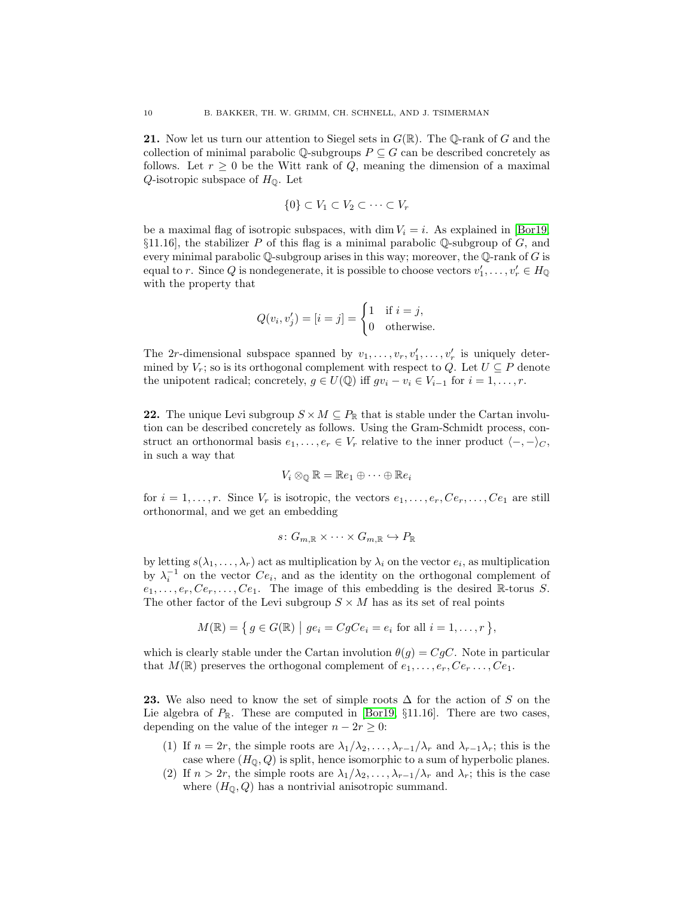**21.** Now let us turn our attention to Siegel sets in $G(\mathbb{R})$. The $\mathbb{Q}$-rank of $G$ and the collection of minimal parabolic $\mathbb{Q}$-subgroups $P \subseteq G$ can be described concretely as follows. Let $r \geq 0$ be the Witt rank of $Q$, meaning the dimension of a maximal $Q$-isotropic subspace of $H_{\mathbb{Q}}$. Let

$$\{0\} \subset V_1 \subset V_2 \subset \cdots \subset V_r$$

be a maximal flag of isotropic subspaces, with $\dim V_i = i$. As explained in [Bor19, §11.16], the stabilizer $P$ of this flag is a minimal parabolic $\mathbb{Q}$-subgroup of $G$, and every minimal parabolic $\mathbb{Q}$-subgroup arises in this way; moreover, the $\mathbb{Q}$-rank of $G$ is equal to $r$. Since $Q$ is nondegenerate, it is possible to choose vectors $v_1', \dots, v_r' \in H_{\mathbb{Q}}$ with the property that

$$Q(v_i, v_j') = [i = j] = \begin{cases} 1 & \text{if } i = j, \\ 0 & \text{otherwise.} \end{cases}$$

The $2r$-dimensional subspace spanned by $v_1, \dots, v_r, v_1', \dots, v_r'$ is uniquely determined by $V_r$; so is its orthogonal complement with respect to $Q$. Let $U \subseteq P$ denote the unipotent radical; concretely, $g \in U(\mathbb{Q})$ iff $gv_i - v_i \in V_{i-1}$ for $i = 1, \dots, r$.

**22.** The unique Levi subgroup $S \times M \subseteq P_{\mathbb{R}}$ that is stable under the Cartan involution can be described concretely as follows. Using the Gram-Schmidt process, construct an orthonormal basis $e_1, \dots, e_r \in V_r$ relative to the inner product $\langle -, - \rangle_C$, in such a way that

$$V_i \otimes_{\mathbb{Q}} \mathbb{R} = \mathbb{R}e_1 \oplus \cdots \oplus \mathbb{R}e_i$$

for $i = 1, \dots, r$. Since $V_r$ is isotropic, the vectors $e_1, \dots, e_r, Ce_r, \dots, Ce_1$ are still orthonormal, and we get an embedding

$$s \colon G_{m,\mathbb{R}} \times \cdots \times G_{m,\mathbb{R}} \hookrightarrow P_{\mathbb{R}}$$

by letting $s(\lambda_1, \dots, \lambda_r)$ act as multiplication by $\lambda_i$ on the vector $e_i$, as multiplication by $\lambda_i^{-1}$ on the vector $Ce_i$, and as the identity on the orthogonal complement of $e_1, \dots, e_r, Ce_r, \dots, Ce_1$. The image of this embedding is the desired $\mathbb{R}$-torus $S$. The other factor of the Levi subgroup $S \times M$ has as its set of real points

$$M(\mathbb{R}) = \left\{ g \in G(\mathbb{R}) \;\middle|\; ge_i = CgCe_i = e_i \text{ for all } i = 1, \dots, r \right\},$$

which is clearly stable under the Cartan involution $\theta(g) = CgC$. Note in particular that $M(\mathbb{R})$ preserves the orthogonal complement of $e_1, \dots, e_r, Ce_r \dots, Ce_1$.

**23.** We also need to know the set of simple roots $\Delta$ for the action of $S$ on the Lie algebra of $P_{\mathbb{R}}$. These are computed in [Bor19, §11.16]. There are two cases, depending on the value of the integer $n - 2r \geq 0$:

1. If $n = 2r$, the simple roots are $\lambda_1/\lambda_2, \dots, \lambda_{r-1}/\lambda_r$ and $\lambda_{r-1}\lambda_r$; this is the case where $(H_{\mathbb{Q}}, Q)$ is split, hence isomorphic to a sum of hyperbolic planes.
2. If $n > 2r$, the simple roots are $\lambda_1/\lambda_2, \dots, \lambda_{r-1}/\lambda_r$ and $\lambda_r$; this is the case where $(H_{\mathbb{Q}}, Q)$ has a nontrivial anisotropic summand.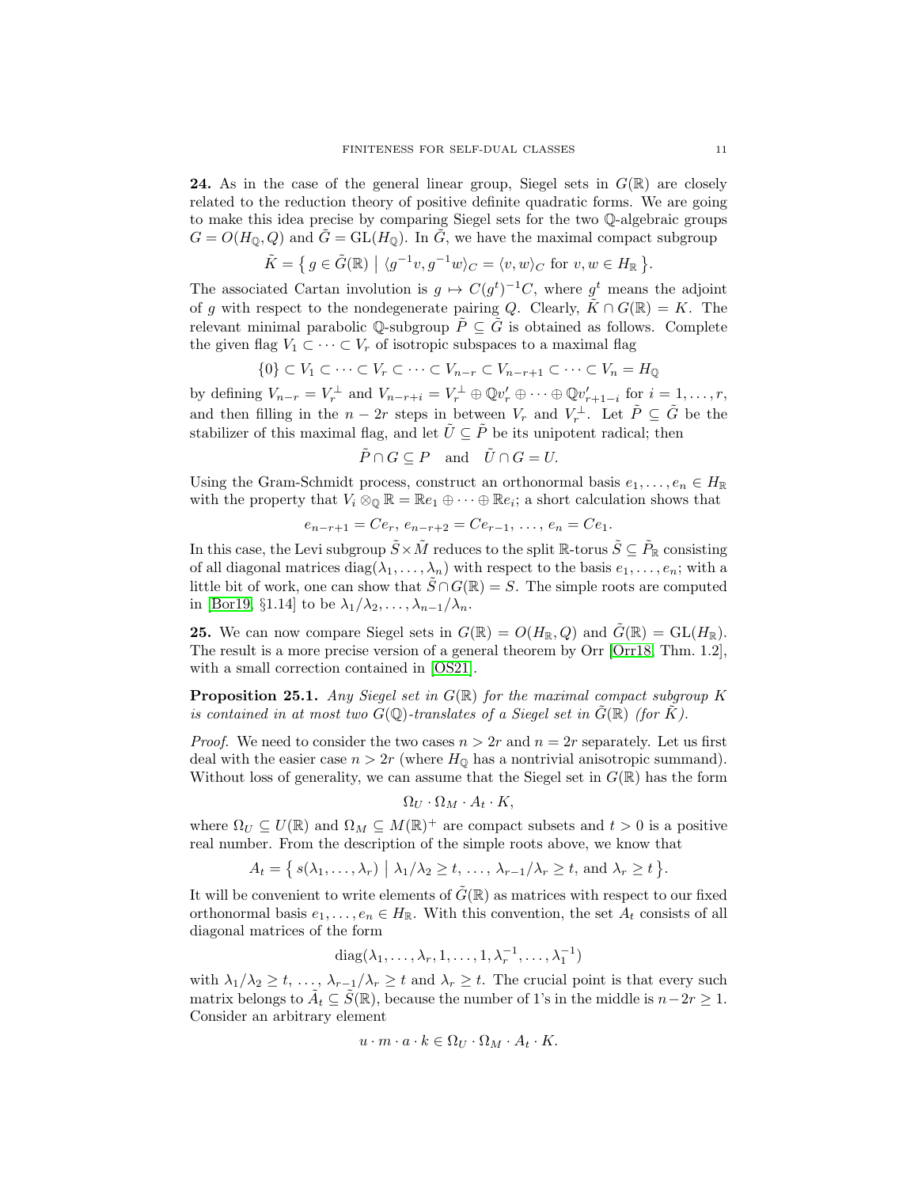**24.** As in the case of the general linear group, Siegel sets in $G(\mathbb{R})$ are closely related to the reduction theory of positive definite quadratic forms. We are going to make this idea precise by comparing Siegel sets for the two $\mathbb{Q}$-algebraic groups $G = O(H_{\mathbb{Q}}, Q)$ and $\tilde{G} = \mathrm{GL}(H_{\mathbb{Q}})$. In $\tilde{G}$, we have the maximal compact subgroup

$$\tilde{K} = \big\{\, g \in \tilde{G}(\mathbb{R}) \;\big|\; \langle g^{-1}v, g^{-1}w\rangle_C = \langle v, w\rangle_C \text{ for } v, w \in H_{\mathbb{R}} \,\big\}.$$

The associated Cartan involution is $g \mapsto C(g^t)^{-1}C$, where $g^t$ means the adjoint of $g$ with respect to the nondegenerate pairing $Q$. Clearly, $\tilde{K} \cap G(\mathbb{R}) = K$. The relevant minimal parabolic $\mathbb{Q}$-subgroup $\tilde{P} \subseteq \tilde{G}$ is obtained as follows. Complete the given flag $V_1 \subset \cdots \subset V_r$ of isotropic subspaces to a maximal flag

$$\{0\} \subset V_1 \subset \cdots \subset V_r \subset \cdots \subset V_{n-r} \subset V_{n-r+1} \subset \cdots \subset V_n = H_{\mathbb{Q}}$$

by defining $V_{n-r} = V_r^{\perp}$ and $V_{n-r+i} = V_r^{\perp} \oplus \mathbb{Q}v_r' \oplus \cdots \oplus \mathbb{Q}v_{r+1-i}'$ for $i = 1, \ldots, r$, and then filling in the $n - 2r$ steps in between $V_r$ and $V_r^{\perp}$. Let $\tilde{P} \subseteq \tilde{G}$ be the stabilizer of this maximal flag, and let $\tilde{U} \subseteq \tilde{P}$ be its unipotent radical; then

$$\tilde{P} \cap G \subseteq P \quad \text{and} \quad \tilde{U} \cap G = U.$$

Using the Gram-Schmidt process, construct an orthonormal basis $e_1, \ldots, e_n \in H_{\mathbb{R}}$ with the property that $V_i \otimes_{\mathbb{Q}} \mathbb{R} = \mathbb{R}e_1 \oplus \cdots \oplus \mathbb{R}e_i$; a short calculation shows that

$$e_{n-r+1} = Ce_r,\ e_{n-r+2} = Ce_{r-1},\ \ldots,\ e_n = Ce_1.$$

In this case, the Levi subgroup $\tilde{S} \times \tilde{M}$ reduces to the split $\mathbb{R}$-torus $\tilde{S} \subseteq \tilde{P}_{\mathbb{R}}$ consisting of all diagonal matrices $\mathrm{diag}(\lambda_1, \ldots, \lambda_n)$ with respect to the basis $e_1, \ldots, e_n$; with a little bit of work, one can show that $\tilde{S} \cap G(\mathbb{R}) = S$. The simple roots are computed in [Bor19, §1.14] to be $\lambda_1/\lambda_2, \ldots, \lambda_{n-1}/\lambda_n$.

**25.** We can now compare Siegel sets in $G(\mathbb{R}) = O(H_{\mathbb{R}}, Q)$ and $\tilde{G}(\mathbb{R}) = \mathrm{GL}(H_{\mathbb{R}})$. The result is a more precise version of a general theorem by Orr [Orr18, Thm. 1.2], with a small correction contained in [OS21].

**Proposition 25.1.** *Any Siegel set in $G(\mathbb{R})$ for the maximal compact subgroup $K$ is contained in at most two $G(\mathbb{Q})$-translates of a Siegel set in $\tilde{G}(\mathbb{R})$ (for $\tilde{K}$).*

*Proof.* We need to consider the two cases $n > 2r$ and $n = 2r$ separately. Let us first deal with the easier case $n > 2r$ (where $H_{\mathbb{Q}}$ has a nontrivial anisotropic summand). Without loss of generality, we can assume that the Siegel set in $G(\mathbb{R})$ has the form

$$\Omega_U \cdot \Omega_M \cdot A_t \cdot K,$$

where $\Omega_U \subseteq U(\mathbb{R})$ and $\Omega_M \subseteq M(\mathbb{R})^+$ are compact subsets and $t > 0$ is a positive real number. From the description of the simple roots above, we know that

$$A_t = \big\{\, s(\lambda_1, \ldots, \lambda_r) \;\big|\; \lambda_1/\lambda_2 \geq t,\ \ldots,\ \lambda_{r-1}/\lambda_r \geq t, \text{ and } \lambda_r \geq t \,\big\}.$$

It will be convenient to write elements of $\tilde{G}(\mathbb{R})$ as matrices with respect to our fixed orthonormal basis $e_1, \ldots, e_n \in H_{\mathbb{R}}$. With this convention, the set $A_t$ consists of all diagonal matrices of the form

$$\mathrm{diag}(\lambda_1, \ldots, \lambda_r, 1, \ldots, 1, \lambda_r^{-1}, \ldots, \lambda_1^{-1})$$

with $\lambda_1/\lambda_2 \geq t$, $\ldots$, $\lambda_{r-1}/\lambda_r \geq t$ and $\lambda_r \geq t$. The crucial point is that every such matrix belongs to $\tilde{A}_t \subseteq \tilde{S}(\mathbb{R})$, because the number of 1's in the middle is $n - 2r \geq 1$. Consider an arbitrary element

$$u \cdot m \cdot a \cdot k \in \Omega_U \cdot \Omega_M \cdot A_t \cdot K.$$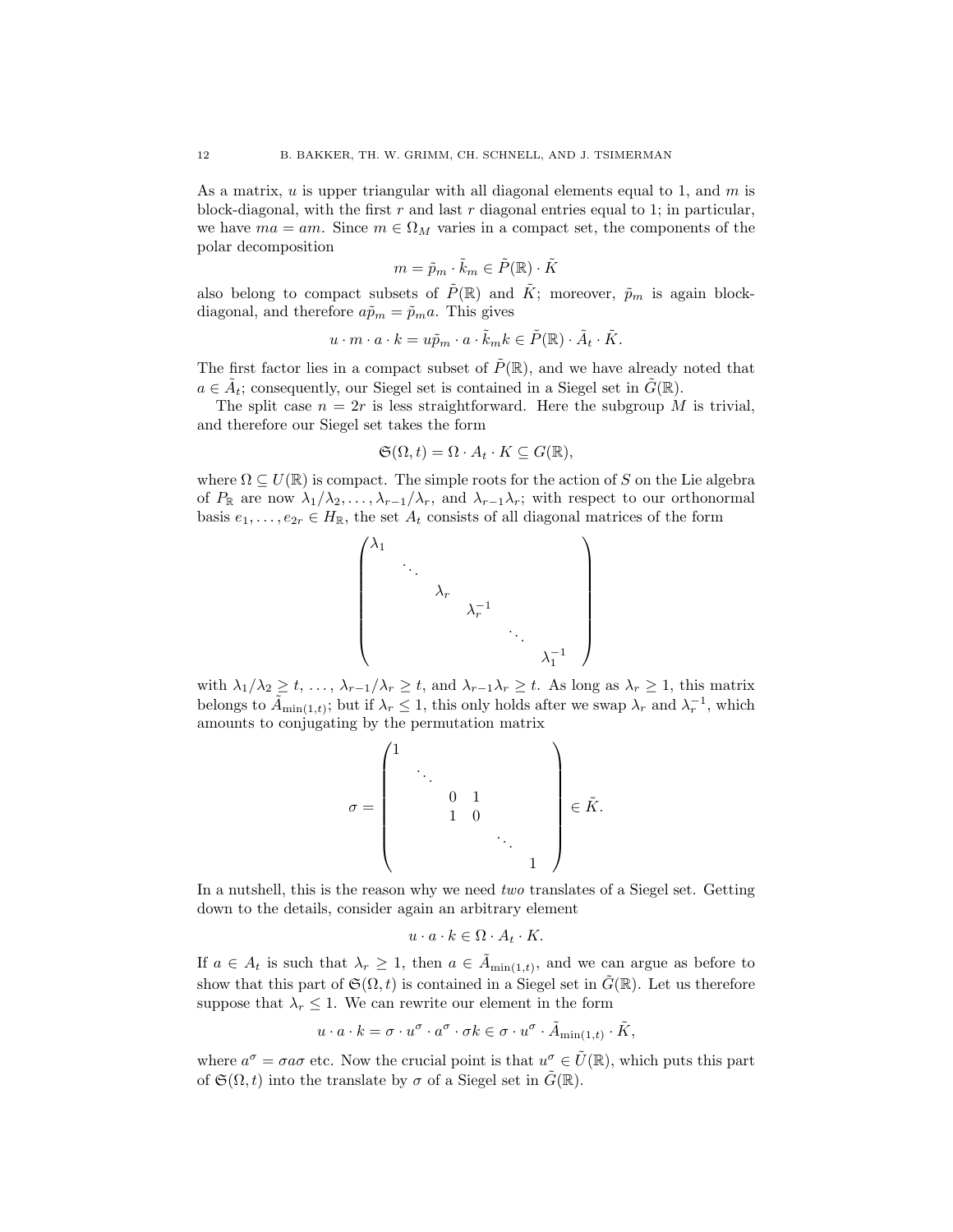As a matrix, $u$ is upper triangular with all diagonal elements equal to 1, and $m$ is block-diagonal, with the first $r$ and last $r$ diagonal entries equal to 1; in particular, we have $ma = am$. Since $m \in \Omega_M$ varies in a compact set, the components of the polar decomposition

$$m = \tilde{p}_m \cdot \tilde{k}_m \in \tilde{P}(\mathbb{R}) \cdot \tilde{K}$$

also belong to compact subsets of $\tilde{P}(\mathbb{R})$ and $\tilde{K}$; moreover, $\tilde{p}_m$ is again block-diagonal, and therefore $a\tilde{p}_m = \tilde{p}_m a$. This gives

$$u \cdot m \cdot a \cdot k = u\tilde{p}_m \cdot a \cdot \tilde{k}_m k \in \tilde{P}(\mathbb{R}) \cdot \tilde{A}_t \cdot \tilde{K}.$$

The first factor lies in a compact subset of $\tilde{P}(\mathbb{R})$, and we have already noted that $a \in \tilde{A}_t$; consequently, our Siegel set is contained in a Siegel set in $\tilde{G}(\mathbb{R})$.

The split case $n = 2r$ is less straightforward. Here the subgroup $M$ is trivial, and therefore our Siegel set takes the form

$$\mathfrak{S}(\Omega, t) = \Omega \cdot A_t \cdot K \subseteq G(\mathbb{R}),$$

where $\Omega \subseteq U(\mathbb{R})$ is compact. The simple roots for the action of $S$ on the Lie algebra of $P_{\mathbb{R}}$ are now $\lambda_1/\lambda_2, \dots, \lambda_{r-1}/\lambda_r$, and $\lambda_{r-1}\lambda_r$; with respect to our orthonormal basis $e_1, \dots, e_{2r} \in H_{\mathbb{R}}$, the set $A_t$ consists of all diagonal matrices of the form

$$\begin{pmatrix} \lambda_1 & & & & & \\ & \ddots & & & & \\ & & \lambda_r & & & \\ & & & \lambda_r^{-1} & & \\ & & & & \ddots & \\ & & & & & \lambda_1^{-1} \end{pmatrix}$$

with $\lambda_1/\lambda_2 \geq t, \dots, \lambda_{r-1}/\lambda_r \geq t$, and $\lambda_{r-1}\lambda_r \geq t$. As long as $\lambda_r \geq 1$, this matrix belongs to $\tilde{A}_{\min(1,t)}$; but if $\lambda_r \leq 1$, this only holds after we swap $\lambda_r$ and $\lambda_r^{-1}$, which amounts to conjugating by the permutation matrix

$$\sigma = \begin{pmatrix} 1 & & & & & \\ & \ddots & & & & \\ & & 0 & 1 & & \\ & & 1 & 0 & & \\ & & & & \ddots & \\ & & & & & 1 \end{pmatrix} \in \tilde{K}.$$

In a nutshell, this is the reason why we need *two* translates of a Siegel set. Getting down to the details, consider again an arbitrary element

$$u \cdot a \cdot k \in \Omega \cdot A_t \cdot K.$$

If $a \in A_t$ is such that $\lambda_r \geq 1$, then $a \in \tilde{A}_{\min(1,t)}$, and we can argue as before to show that this part of $\mathfrak{S}(\Omega, t)$ is contained in a Siegel set in $\tilde{G}(\mathbb{R})$. Let us therefore suppose that $\lambda_r \leq 1$. We can rewrite our element in the form

$$u \cdot a \cdot k = \sigma \cdot u^\sigma \cdot a^\sigma \cdot \sigma k \in \sigma \cdot u^\sigma \cdot \tilde{A}_{\min(1,t)} \cdot \tilde{K},$$

where $a^\sigma = \sigma a \sigma$ etc. Now the crucial point is that $u^\sigma \in \tilde{U}(\mathbb{R})$, which puts this part of $\mathfrak{S}(\Omega, t)$ into the translate by $\sigma$ of a Siegel set in $\tilde{G}(\mathbb{R})$.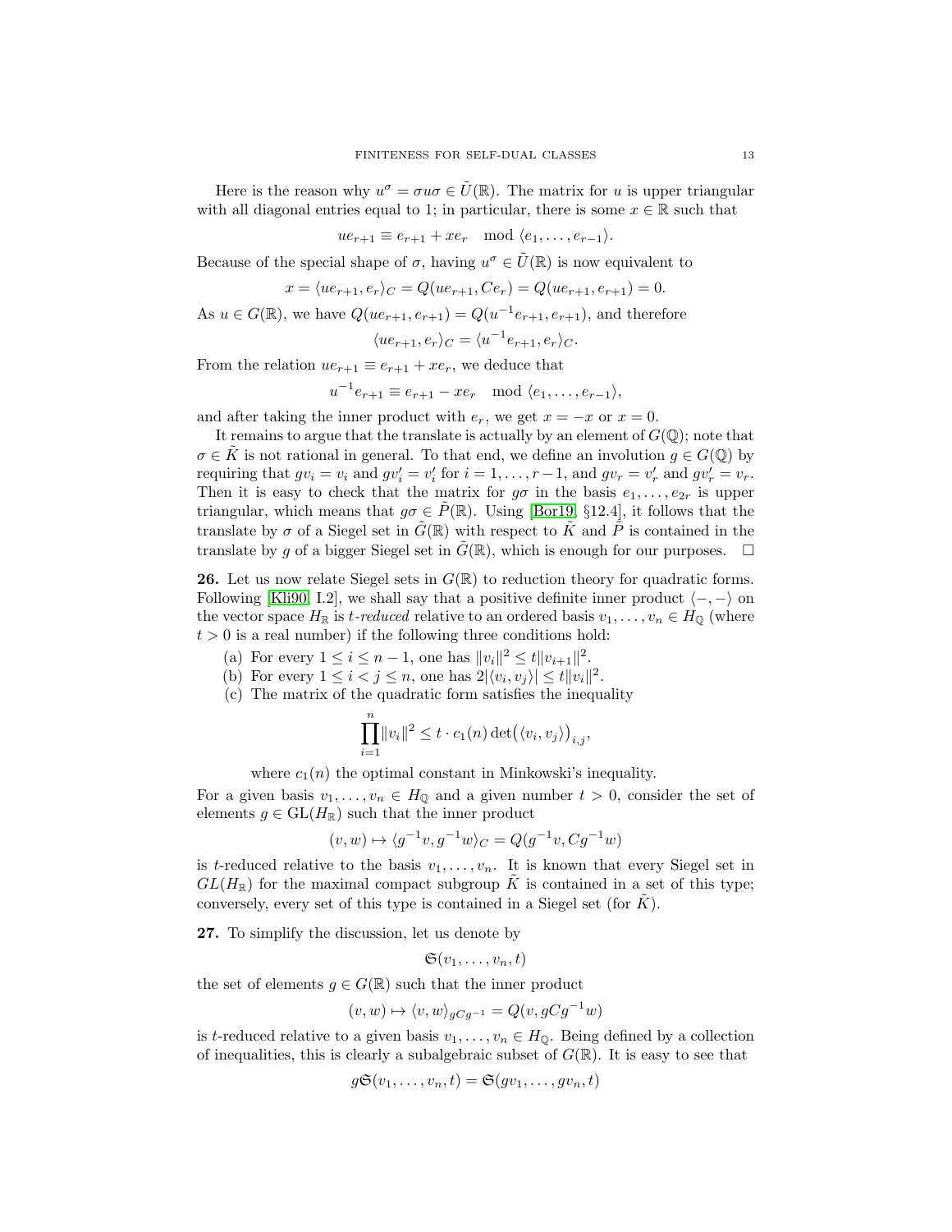Here is the reason why $u^\sigma = \sigma u \sigma \in \tilde{U}(\mathbb{R})$. The matrix for $u$ is upper triangular with all diagonal entries equal to 1; in particular, there is some $x \in \mathbb{R}$ such that

$$u e_{r+1} \equiv e_{r+1} + x e_r \mod \langle e_1, \dots, e_{r-1} \rangle.$$

Because of the special shape of $\sigma$, having $u^\sigma \in \tilde{U}(\mathbb{R})$ is now equivalent to

$$x = \langle u e_{r+1}, e_r \rangle_C = Q(u e_{r+1}, C e_r) = Q(u e_{r+1}, e_{r+1}) = 0.$$

As $u \in G(\mathbb{R})$, we have $Q(u e_{r+1}, e_{r+1}) = Q(u^{-1} e_{r+1}, e_{r+1})$, and therefore

$$\langle u e_{r+1}, e_r \rangle_C = \langle u^{-1} e_{r+1}, e_r \rangle_C.$$

From the relation $u e_{r+1} \equiv e_{r+1} + x e_r$, we deduce that

$$u^{-1} e_{r+1} \equiv e_{r+1} - x e_r \mod \langle e_1, \dots, e_{r-1} \rangle,$$

and after taking the inner product with $e_r$, we get $x = -x$ or $x = 0$.

It remains to argue that the translate is actually by an element of $G(\mathbb{Q})$; note that $\sigma \in \tilde{K}$ is not rational in general. To that end, we define an involution $g \in G(\mathbb{Q})$ by requiring that $g v_i = v_i$ and $g v_i' = v_i'$ for $i = 1, \dots, r-1$, and $g v_r = v_r'$ and $g v_r' = v_r$. Then it is easy to check that the matrix for $g\sigma$ in the basis $e_1, \dots, e_{2r}$ is upper triangular, which means that $g\sigma \in \tilde{P}(\mathbb{R})$. Using [Bor19, §12.4], it follows that the translate by $\sigma$ of a Siegel set in $\tilde{G}(\mathbb{R})$ with respect to $\tilde{K}$ and $\tilde{P}$ is contained in the translate by $g$ of a bigger Siegel set in $\tilde{G}(\mathbb{R})$, which is enough for our purposes. $\square$

**26.** Let us now relate Siegel sets in $G(\mathbb{R})$ to reduction theory for quadratic forms. Following [Kli90, I.2], we shall say that a positive definite inner product $\langle -, - \rangle$ on the vector space $H_\mathbb{R}$ is *$t$-reduced* relative to an ordered basis $v_1, \dots, v_n \in H_\mathbb{Q}$ (where $t > 0$ is a real number) if the following three conditions hold:

(a) For every $1 \leq i \leq n-1$, one has $\|v_i\|^2 \leq t \|v_{i+1}\|^2$.
(b) For every $1 \leq i < j \leq n$, one has $2|\langle v_i, v_j \rangle| \leq t \|v_i\|^2$.
(c) The matrix of the quadratic form satisfies the inequality

$$\prod_{i=1}^{n} \|v_i\|^2 \leq t \cdot c_1(n) \det\big(\langle v_i, v_j \rangle\big)_{i,j},$$

where $c_1(n)$ the optimal constant in Minkowski's inequality.

For a given basis $v_1, \dots, v_n \in H_\mathbb{Q}$ and a given number $t > 0$, consider the set of elements $g \in \mathrm{GL}(H_\mathbb{R})$ such that the inner product

$$(v, w) \mapsto \langle g^{-1} v, g^{-1} w \rangle_C = Q(g^{-1} v, C g^{-1} w)$$

is $t$-reduced relative to the basis $v_1, \dots, v_n$. It is known that every Siegel set in $GL(H_\mathbb{R})$ for the maximal compact subgroup $\tilde{K}$ is contained in a set of this type; conversely, every set of this type is contained in a Siegel set (for $\tilde{K}$).

**27.** To simplify the discussion, let us denote by

$$\mathfrak{S}(v_1, \dots, v_n, t)$$

the set of elements $g \in G(\mathbb{R})$ such that the inner product

$$(v, w) \mapsto \langle v, w \rangle_{gCg^{-1}} = Q(v, gCg^{-1} w)$$

is $t$-reduced relative to a given basis $v_1, \dots, v_n \in H_\mathbb{Q}$. Being defined by a collection of inequalities, this is clearly a subalgebraic subset of $G(\mathbb{R})$. It is easy to see that

$$g \mathfrak{S}(v_1, \dots, v_n, t) = \mathfrak{S}(g v_1, \dots, g v_n, t)$$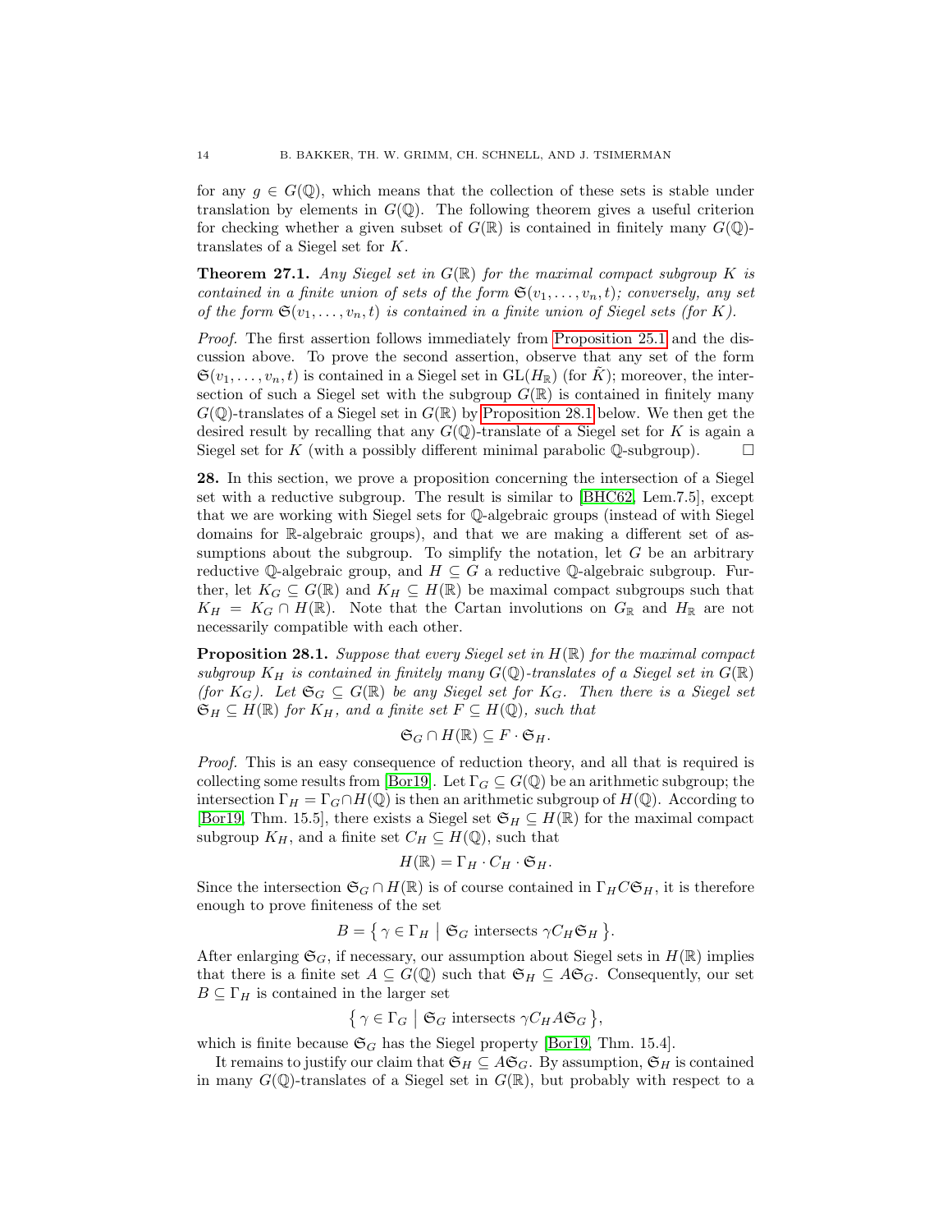for any $g \in G(\mathbb{Q})$, which means that the collection of these sets is stable under translation by elements in $G(\mathbb{Q})$. The following theorem gives a useful criterion for checking whether a given subset of $G(\mathbb{R})$ is contained in finitely many $G(\mathbb{Q})$-translates of a Siegel set for $K$.

**Theorem 27.1.** *Any Siegel set in $G(\mathbb{R})$ for the maximal compact subgroup $K$ is contained in a finite union of sets of the form $\mathfrak{S}(v_1, \ldots, v_n, t)$; conversely, any set of the form $\mathfrak{S}(v_1, \ldots, v_n, t)$ is contained in a finite union of Siegel sets (for $K$).*

*Proof.* The first assertion follows immediately from Proposition 25.1 and the discussion above. To prove the second assertion, observe that any set of the form $\mathfrak{S}(v_1, \ldots, v_n, t)$ is contained in a Siegel set in $\mathrm{GL}(H_{\mathbb{R}})$ (for $\hat{K}$); moreover, the intersection of such a Siegel set with the subgroup $G(\mathbb{R})$ is contained in finitely many $G(\mathbb{Q})$-translates of a Siegel set in $G(\mathbb{R})$ by Proposition 28.1 below. We then get the desired result by recalling that any $G(\mathbb{Q})$-translate of a Siegel set for $K$ is again a Siegel set for $K$ (with a possibly different minimal parabolic $\mathbb{Q}$-subgroup). $\square$

**28.** In this section, we prove a proposition concerning the intersection of a Siegel set with a reductive subgroup. The result is similar to [BHC62, Lem.7.5], except that we are working with Siegel sets for $\mathbb{Q}$-algebraic groups (instead of with Siegel domains for $\mathbb{R}$-algebraic groups), and that we are making a different set of assumptions about the subgroup. To simplify the notation, let $G$ be an arbitrary reductive $\mathbb{Q}$-algebraic group, and $H \subseteq G$ a reductive $\mathbb{Q}$-algebraic subgroup. Further, let $K_G \subseteq G(\mathbb{R})$ and $K_H \subseteq H(\mathbb{R})$ be maximal compact subgroups such that $K_H = K_G \cap H(\mathbb{R})$. Note that the Cartan involutions on $G_{\mathbb{R}}$ and $H_{\mathbb{R}}$ are not necessarily compatible with each other.

**Proposition 28.1.** *Suppose that every Siegel set in $H(\mathbb{R})$ for the maximal compact subgroup $K_H$ is contained in finitely many $G(\mathbb{Q})$-translates of a Siegel set in $G(\mathbb{R})$ (for $K_G$). Let $\mathfrak{S}_G \subseteq G(\mathbb{R})$ be any Siegel set for $K_G$. Then there is a Siegel set $\mathfrak{S}_H \subseteq H(\mathbb{R})$ for $K_H$, and a finite set $F \subseteq H(\mathbb{Q})$, such that*

$$\mathfrak{S}_G \cap H(\mathbb{R}) \subseteq F \cdot \mathfrak{S}_H.$$

*Proof.* This is an easy consequence of reduction theory, and all that is required is collecting some results from [Bor19]. Let $\Gamma_G \subseteq G(\mathbb{Q})$ be an arithmetic subgroup; the intersection $\Gamma_H = \Gamma_G \cap H(\mathbb{Q})$ is then an arithmetic subgroup of $H(\mathbb{Q})$. According to [Bor19, Thm. 15.5], there exists a Siegel set $\mathfrak{S}_H \subseteq H(\mathbb{R})$ for the maximal compact subgroup $K_H$, and a finite set $C_H \subseteq H(\mathbb{Q})$, such that

$$H(\mathbb{R}) = \Gamma_H \cdot C_H \cdot \mathfrak{S}_H.$$

Since the intersection $\mathfrak{S}_G \cap H(\mathbb{R})$ is of course contained in $\Gamma_H C \mathfrak{S}_H$, it is therefore enough to prove finiteness of the set

$$B = \{\, \gamma \in \Gamma_H \mid \mathfrak{S}_G \text{ intersects } \gamma C_H \mathfrak{S}_H \,\}.$$

After enlarging $\mathfrak{S}_G$, if necessary, our assumption about Siegel sets in $H(\mathbb{R})$ implies that there is a finite set $A \subseteq G(\mathbb{Q})$ such that $\mathfrak{S}_H \subseteq A\mathfrak{S}_G$. Consequently, our set $B \subseteq \Gamma_H$ is contained in the larger set

$$\{\, \gamma \in \Gamma_G \mid \mathfrak{S}_G \text{ intersects } \gamma C_H A \mathfrak{S}_G \,\},$$

which is finite because $\mathfrak{S}_G$ has the Siegel property [Bor19, Thm. 15.4].

It remains to justify our claim that $\mathfrak{S}_H \subseteq A\mathfrak{S}_G$. By assumption, $\mathfrak{S}_H$ is contained in many $G(\mathbb{Q})$-translates of a Siegel set in $G(\mathbb{R})$, but probably with respect to a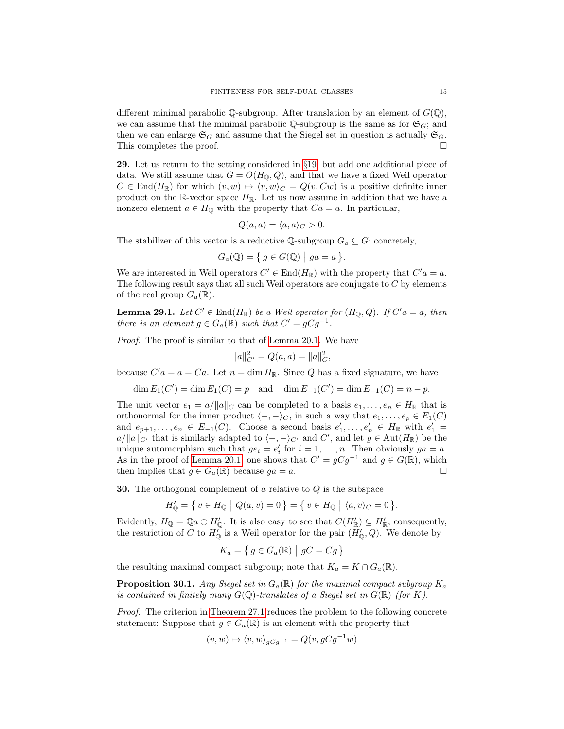different minimal parabolic $\mathbb{Q}$-subgroup. After translation by an element of $G(\mathbb{Q})$, we can assume that the minimal parabolic $\mathbb{Q}$-subgroup is the same as for $\mathfrak{S}_G$; and then we can enlarge $\mathfrak{S}_G$ and assume that the Siegel set in question is actually $\mathfrak{S}_G$. This completes the proof. $\square$

**29.** Let us return to the setting considered in §19, but add one additional piece of data. We still assume that $G = O(H_{\mathbb{Q}}, Q)$, and that we have a fixed Weil operator $C \in \operatorname{End}(H_{\mathbb{R}})$ for which $(v, w) \mapsto \langle v, w \rangle_C = Q(v, Cw)$ is a positive definite inner product on the $\mathbb{R}$-vector space $H_{\mathbb{R}}$. Let us now assume in addition that we have a nonzero element $a \in H_{\mathbb{Q}}$ with the property that $Ca = a$. In particular,

$$Q(a, a) = \langle a, a \rangle_C > 0.$$

The stabilizer of this vector is a reductive $\mathbb{Q}$-subgroup $G_a \subseteq G$; concretely,

$$G_a(\mathbb{Q}) = \left\{ g \in G(\mathbb{Q}) \;\middle|\; ga = a \right\}.$$

We are interested in Weil operators $C' \in \operatorname{End}(H_{\mathbb{R}})$ with the property that $C'a = a$. The following result says that all such Weil operators are conjugate to $C$ by elements of the real group $G_a(\mathbb{R})$.

**Lemma 29.1.** *Let $C' \in \operatorname{End}(H_{\mathbb{R}})$ be a Weil operator for $(H_{\mathbb{Q}}, Q)$. If $C'a = a$, then there is an element $g \in G_a(\mathbb{R})$ such that $C' = gCg^{-1}$.*

*Proof.* The proof is similar to that of Lemma 20.1. We have

$$\|a\|_{C'}^2 = Q(a, a) = \|a\|_C^2,$$

because $C'a = a = Ca$. Let $n = \dim H_{\mathbb{R}}$. Since $Q$ has a fixed signature, we have

$$\dim E_1(C') = \dim E_1(C) = p \quad \text{and} \quad \dim E_{-1}(C') = \dim E_{-1}(C) = n - p.$$

The unit vector $e_1 = a/\|a\|_C$ can be completed to a basis $e_1, \dots, e_n \in H_{\mathbb{R}}$ that is orthonormal for the inner product $\langle -, - \rangle_C$, in such a way that $e_1, \dots, e_p \in E_1(C)$ and $e_{p+1}, \dots, e_n \in E_{-1}(C)$. Choose a second basis $e_1', \dots, e_n' \in H_{\mathbb{R}}$ with $e_1' = a/\|a\|_{C'}$ that is similarly adapted to $\langle -, - \rangle_{C'}$ and $C'$, and let $g \in \operatorname{Aut}(H_{\mathbb{R}})$ be the unique automorphism such that $ge_i = e_i'$ for $i = 1, \dots, n$. Then obviously $ga = a$. As in the proof of Lemma 20.1, one shows that $C' = gCg^{-1}$ and $g \in G(\mathbb{R})$, which then implies that $g \in G_a(\mathbb{R})$ because $ga = a$. $\square$

**30.** The orthogonal complement of $a$ relative to $Q$ is the subspace

$$H_{\mathbb{Q}}' = \left\{ v \in H_{\mathbb{Q}} \;\middle|\; Q(a, v) = 0 \right\} = \left\{ v \in H_{\mathbb{Q}} \;\middle|\; \langle a, v \rangle_C = 0 \right\}.$$

Evidently, $H_{\mathbb{Q}} = \mathbb{Q}a \oplus H_{\mathbb{Q}}'$. It is also easy to see that $C(H_{\mathbb{R}}') \subseteq H_{\mathbb{R}}'$; consequently, the restriction of $C$ to $H_{\mathbb{Q}}'$ is a Weil operator for the pair $(H_{\mathbb{Q}}', Q)$. We denote by

$$K_a = \left\{ g \in G_a(\mathbb{R}) \;\middle|\; gC = Cg \right\}$$

the resulting maximal compact subgroup; note that $K_a = K \cap G_a(\mathbb{R})$.

**Proposition 30.1.** *Any Siegel set in $G_a(\mathbb{R})$ for the maximal compact subgroup $K_a$ is contained in finitely many $G(\mathbb{Q})$-translates of a Siegel set in $G(\mathbb{R})$ (for $K$).*

*Proof.* The criterion in Theorem 27.1 reduces the problem to the following concrete statement: Suppose that $g \in G_a(\mathbb{R})$ is an element with the property that

$$(v, w) \mapsto \langle v, w \rangle_{gCg^{-1}} = Q(v, gCg^{-1}w)$$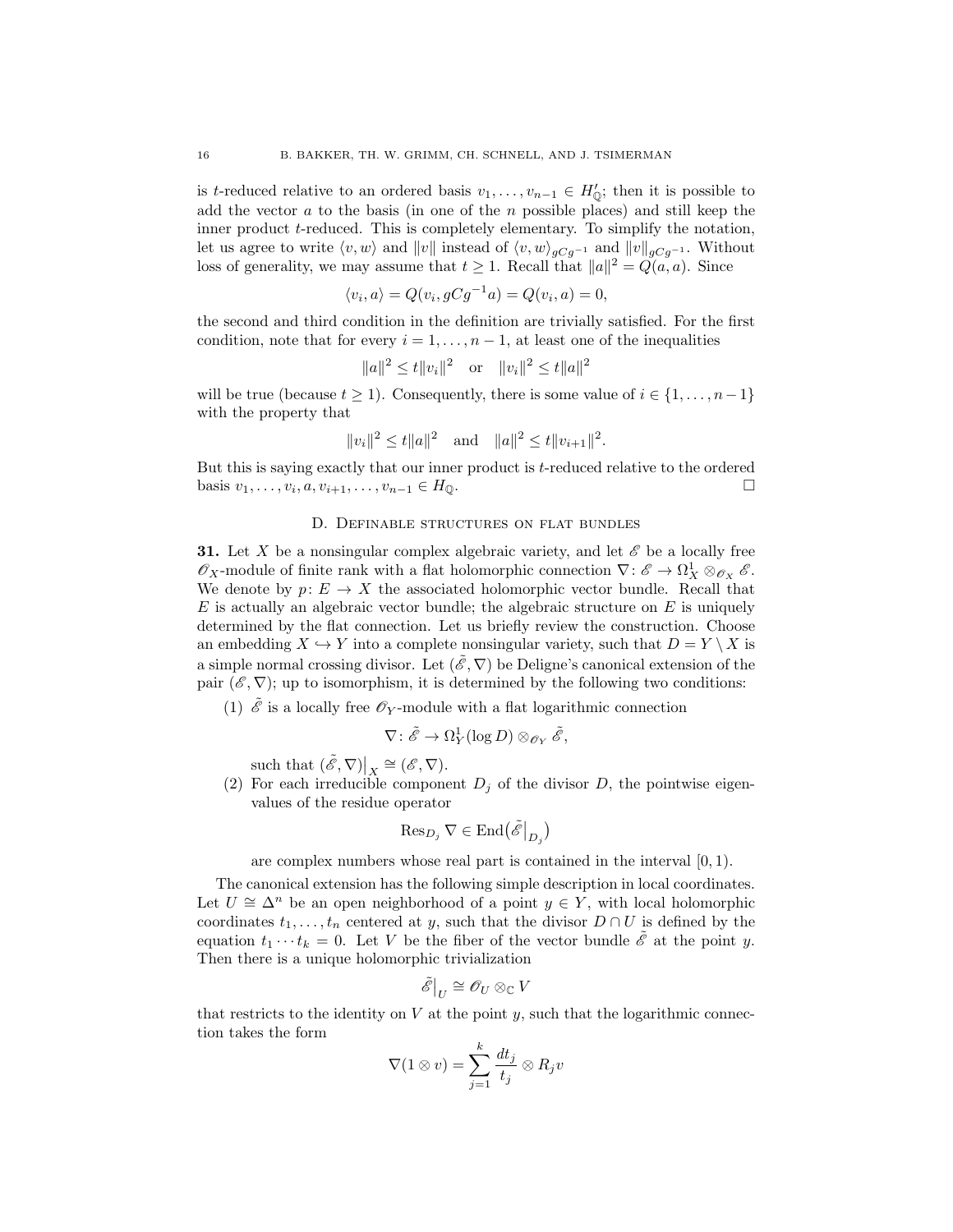is $t$-reduced relative to an ordered basis $v_1, \dots, v_{n-1} \in H'_{\mathbb{Q}}$; then it is possible to add the vector $a$ to the basis (in one of the $n$ possible places) and still keep the inner product $t$-reduced. This is completely elementary. To simplify the notation, let us agree to write $\langle v, w \rangle$ and $\|v\|$ instead of $\langle v, w \rangle_{gCg^{-1}}$ and $\|v\|_{gCg^{-1}}$. Without loss of generality, we may assume that $t \geq 1$. Recall that $\|a\|^2 = Q(a, a)$. Since

$$\langle v_i, a \rangle = Q(v_i, gCg^{-1}a) = Q(v_i, a) = 0,$$

the second and third condition in the definition are trivially satisfied. For the first condition, note that for every $i = 1, \dots, n-1$, at least one of the inequalities

$$\|a\|^2 \leq t\|v_i\|^2 \quad \text{or} \quad \|v_i\|^2 \leq t\|a\|^2$$

will be true (because $t \geq 1$). Consequently, there is some value of $i \in \{1, \dots, n-1\}$ with the property that

$$\|v_i\|^2 \leq t\|a\|^2 \quad \text{and} \quad \|a\|^2 \leq t\|v_{i+1}\|^2.$$

But this is saying exactly that our inner product is $t$-reduced relative to the ordered basis $v_1, \dots, v_i, a, v_{i+1}, \dots, v_{n-1} \in H_{\mathbb{Q}}$. $\square$

## D. Definable structures on flat bundles

**31.** Let $X$ be a nonsingular complex algebraic variety, and let $\mathscr{E}$ be a locally free $\mathscr{O}_X$-module of finite rank with a flat holomorphic connection $\nabla \colon \mathscr{E} \to \Omega_X^1 \otimes_{\mathscr{O}_X} \mathscr{E}$. We denote by $p \colon E \to X$ the associated holomorphic vector bundle. Recall that $E$ is actually an algebraic vector bundle; the algebraic structure on $E$ is uniquely determined by the flat connection. Let us briefly review the construction. Choose an embedding $X \hookrightarrow Y$ into a complete nonsingular variety, such that $D = Y \setminus X$ is a simple normal crossing divisor. Let $(\tilde{\mathscr{E}}, \nabla)$ be Deligne's canonical extension of the pair $(\mathscr{E}, \nabla)$; up to isomorphism, it is determined by the following two conditions:

(1) $\tilde{\mathscr{E}}$ is a locally free $\mathscr{O}_Y$-module with a flat logarithmic connection

$$\nabla \colon \tilde{\mathscr{E}} \to \Omega_Y^1(\log D) \otimes_{\mathscr{O}_Y} \tilde{\mathscr{E}},$$

such that $(\tilde{\mathscr{E}}, \nabla)\big|_X \cong (\mathscr{E}, \nabla)$.

(2) For each irreducible component $D_j$ of the divisor $D$, the pointwise eigenvalues of the residue operator

$$\operatorname{Res}_{D_j} \nabla \in \operatorname{End}\bigl(\tilde{\mathscr{E}}\big|_{D_j}\bigr)$$

are complex numbers whose real part is contained in the interval $[0, 1)$.

The canonical extension has the following simple description in local coordinates. Let $U \cong \Delta^n$ be an open neighborhood of a point $y \in Y$, with local holomorphic coordinates $t_1, \dots, t_n$ centered at $y$, such that the divisor $D \cap U$ is defined by the equation $t_1 \cdots t_k = 0$. Let $V$ be the fiber of the vector bundle $\tilde{\mathscr{E}}$ at the point $y$. Then there is a unique holomorphic trivialization

$$\tilde{\mathscr{E}}\big|_U \cong \mathscr{O}_U \otimes_{\mathbb{C}} V$$

that restricts to the identity on $V$ at the point $y$, such that the logarithmic connection takes the form

$$\nabla(1 \otimes v) = \sum_{j=1}^{k} \frac{dt_j}{t_j} \otimes R_j v$$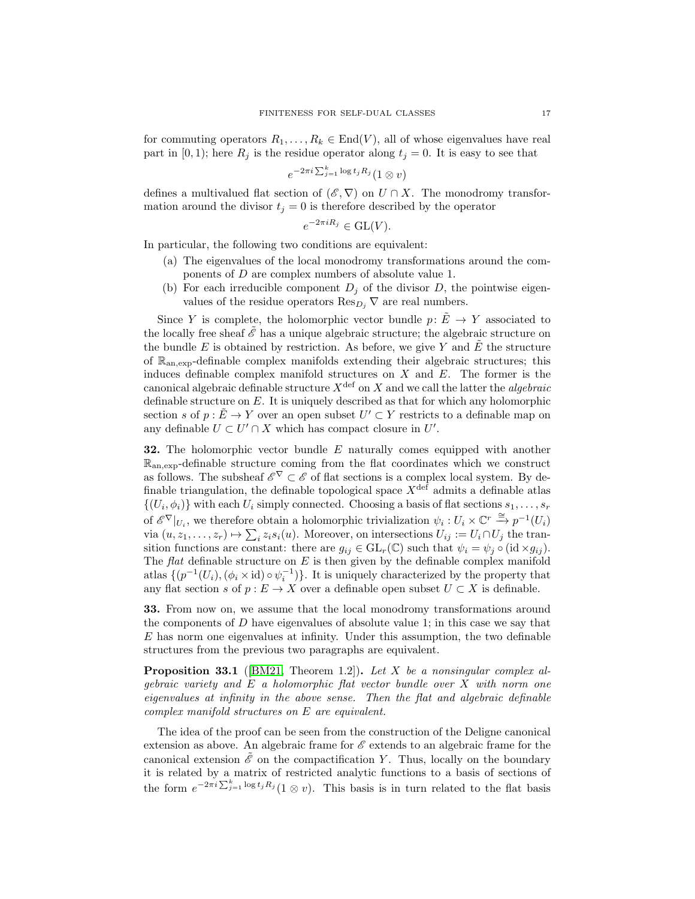for commuting operators $R_1, \ldots, R_k \in \mathrm{End}(V)$, all of whose eigenvalues have real part in $[0,1)$; here $R_j$ is the residue operator along $t_j = 0$. It is easy to see that

$$e^{-2\pi i \sum_{j=1}^{k} \log t_j R_j}(1 \otimes v)$$

defines a multivalued flat section of $(\mathscr{E}, \nabla)$ on $U \cap X$. The monodromy transformation around the divisor $t_j = 0$ is therefore described by the operator

$$e^{-2\pi i R_j} \in \mathrm{GL}(V).$$

In particular, the following two conditions are equivalent:

(a) The eigenvalues of the local monodromy transformations around the components of $D$ are complex numbers of absolute value 1.

(b) For each irreducible component $D_j$ of the divisor $D$, the pointwise eigenvalues of the residue operators $\mathrm{Res}_{D_j} \nabla$ are real numbers.

Since $Y$ is complete, the holomorphic vector bundle $p \colon \tilde{E} \to Y$ associated to the locally free sheaf $\tilde{\mathscr{E}}$ has a unique algebraic structure; the algebraic structure on the bundle $E$ is obtained by restriction. As before, we give $Y$ and $\tilde{E}$ the structure of $\mathbb{R}_{\mathrm{an,exp}}$-definable complex manifolds extending their algebraic structures; this induces definable complex manifold structures on $X$ and $E$. The former is the canonical algebraic definable structure $X^{\mathrm{def}}$ on $X$ and we call the latter the *algebraic* definable structure on $E$. It is uniquely described as that for which any holomorphic section $s$ of $p : \tilde{E} \to Y$ over an open subset $U' \subset Y$ restricts to a definable map on any definable $U \subset U' \cap X$ which has compact closure in $U'$.

**32.** The holomorphic vector bundle $E$ naturally comes equipped with another $\mathbb{R}_{\mathrm{an,exp}}$-definable structure coming from the flat coordinates which we construct as follows. The subsheaf $\mathscr{E}^\nabla \subset \mathscr{E}$ of flat sections is a complex local system. By definable triangulation, the definable topological space $X^{\mathrm{def}}$ admits a definable atlas $\{(U_i, \phi_i)\}$ with each $U_i$ simply connected. Choosing a basis of flat sections $s_1, \ldots, s_r$ of $\mathscr{E}^\nabla|_{U_i}$, we therefore obtain a holomorphic trivialization $\psi_i : U_i \times \mathbb{C}^r \xrightarrow{\cong} p^{-1}(U_i)$ via $(u, z_1, \ldots, z_r) \mapsto \sum_i z_i s_i(u)$. Moreover, on intersections $U_{ij} := U_i \cap U_j$ the transition functions are constant: there are $g_{ij} \in \mathrm{GL}_r(\mathbb{C})$ such that $\psi_i = \psi_j \circ (\mathrm{id} \times g_{ij})$. The *flat* definable structure on $E$ is then given by the definable complex manifold atlas $\{(p^{-1}(U_i), (\phi_i \times \mathrm{id}) \circ \psi_i^{-1})\}$. It is uniquely characterized by the property that any flat section $s$ of $p : E \to X$ over a definable open subset $U \subset X$ is definable.

**33.** From now on, we assume that the local monodromy transformations around the components of $D$ have eigenvalues of absolute value 1; in this case we say that $E$ has norm one eigenvalues at infinity. Under this assumption, the two definable structures from the previous two paragraphs are equivalent.

**Proposition 33.1** ([BM21, Theorem 1.2])**.** *Let $X$ be a nonsingular complex algebraic variety and $E$ a holomorphic flat vector bundle over $X$ with norm one eigenvalues at infinity in the above sense. Then the flat and algebraic definable complex manifold structures on $E$ are equivalent.*

The idea of the proof can be seen from the construction of the Deligne canonical extension as above. An algebraic frame for $\mathscr{E}$ extends to an algebraic frame for the canonical extension $\tilde{\mathscr{E}}$ on the compactification $Y$. Thus, locally on the boundary it is related by a matrix of restricted analytic functions to a basis of sections of the form $e^{-2\pi i \sum_{j=1}^{k} \log t_j R_j}(1 \otimes v)$. This basis is in turn related to the flat basis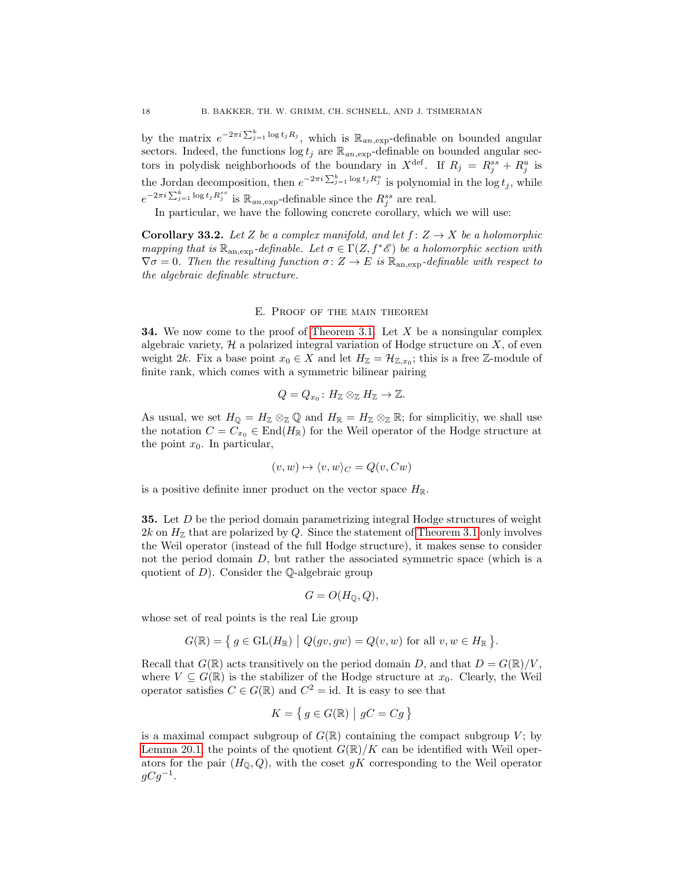by the matrix $e^{-2\pi i \sum_{j=1}^{k} \log t_j R_j}$, which is $\mathbb{R}_{an,\exp}$-definable on bounded angular sectors. Indeed, the functions $\log t_j$ are $\mathbb{R}_{an,\exp}$-definable on bounded angular sectors in polydisk neighborhoods of the boundary in $X^{\mathrm{def}}$. If $R_j = R_j^{ss} + R_j^{u}$ is the Jordan decomposition, then $e^{-2\pi i \sum_{j=1}^{k} \log t_j R_j^{u}}$ is polynomial in the $\log t_j$, while $e^{-2\pi i \sum_{j=1}^{k} \log t_j R_j^{ss}}$ is $\mathbb{R}_{an,\exp}$-definable since the $R_j^{ss}$ are real.

In particular, we have the following concrete corollary, which we will use:

**Corollary 33.2.** *Let $Z$ be a complex manifold, and let $f\colon Z \to X$ be a holomorphic mapping that is $\mathbb{R}_{\mathrm{an},\exp}$-definable. Let $\sigma \in \Gamma(Z, f^*\mathscr{E})$ be a holomorphic section with $\nabla\sigma = 0$. Then the resulting function $\sigma\colon Z \to E$ is $\mathbb{R}_{\mathrm{an},\exp}$-definable with respect to the algebraic definable structure.*

## E. Proof of the main theorem

**34.** We now come to the proof of Theorem 3.1. Let $X$ be a nonsingular complex algebraic variety, $\mathcal{H}$ a polarized integral variation of Hodge structure on $X$, of even weight $2k$. Fix a base point $x_0 \in X$ and let $H_{\mathbb{Z}} = \mathcal{H}_{\mathbb{Z},x_0}$; this is a free $\mathbb{Z}$-module of finite rank, which comes with a symmetric bilinear pairing

$$Q = Q_{x_0}\colon H_{\mathbb{Z}} \otimes_{\mathbb{Z}} H_{\mathbb{Z}} \to \mathbb{Z}.$$

As usual, we set $H_{\mathbb{Q}} = H_{\mathbb{Z}} \otimes_{\mathbb{Z}} \mathbb{Q}$ and $H_{\mathbb{R}} = H_{\mathbb{Z}} \otimes_{\mathbb{Z}} \mathbb{R}$; for simplicitiy, we shall use the notation $C = C_{x_0} \in \mathrm{End}(H_{\mathbb{R}})$ for the Weil operator of the Hodge structure at the point $x_0$. In particular,

$$(v,w) \mapsto \langle v,w\rangle_C = Q(v, Cw)$$

is a positive definite inner product on the vector space $H_{\mathbb{R}}$.

**35.** Let $D$ be the period domain parametrizing integral Hodge structures of weight $2k$ on $H_{\mathbb{Z}}$ that are polarized by $Q$. Since the statement of Theorem 3.1 only involves the Weil operator (instead of the full Hodge structure), it makes sense to consider not the period domain $D$, but rather the associated symmetric space (which is a quotient of $D$). Consider the $\mathbb{Q}$-algebraic group

$$G = O(H_{\mathbb{Q}}, Q),$$

whose set of real points is the real Lie group

$$G(\mathbb{R}) = \left\{\, g \in \mathrm{GL}(H_{\mathbb{R}}) \;\middle|\; Q(gv, gw) = Q(v,w) \text{ for all } v, w \in H_{\mathbb{R}} \,\right\}.$$

Recall that $G(\mathbb{R})$ acts transitively on the period domain $D$, and that $D = G(\mathbb{R})/V$, where $V \subseteq G(\mathbb{R})$ is the stabilizer of the Hodge structure at $x_0$. Clearly, the Weil operator satisfies $C \in G(\mathbb{R})$ and $C^2 = \mathrm{id}$. It is easy to see that

$$K = \left\{\, g \in G(\mathbb{R}) \;\middle|\; gC = Cg \,\right\}$$

is a maximal compact subgroup of $G(\mathbb{R})$ containing the compact subgroup $V$; by Lemma 20.1, the points of the quotient $G(\mathbb{R})/K$ can be identified with Weil operators for the pair $(H_{\mathbb{Q}}, Q)$, with the coset $gK$ corresponding to the Weil operator $gCg^{-1}$.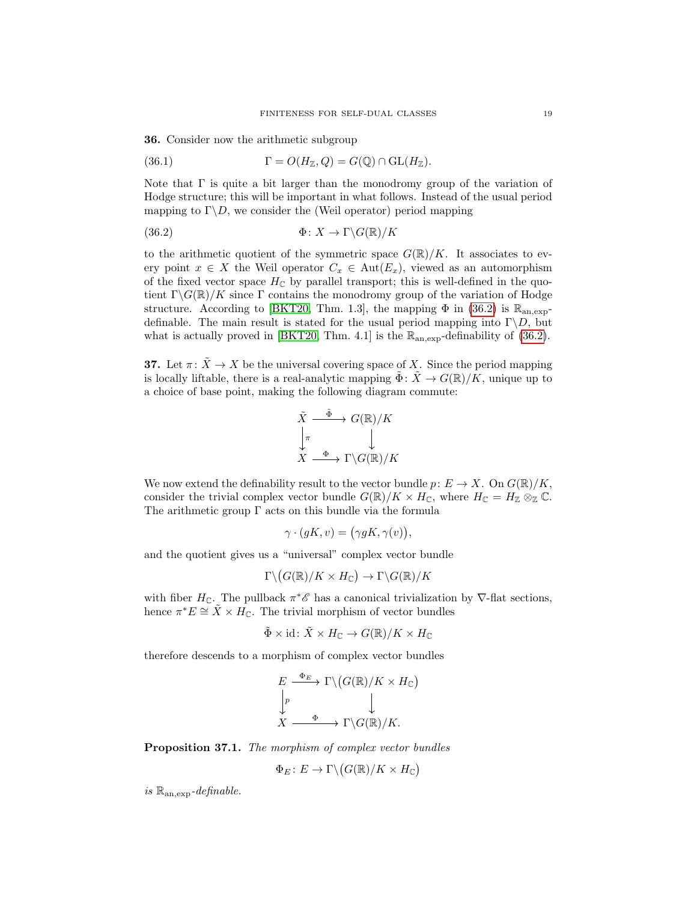**36.** Consider now the arithmetic subgroup

$$\Gamma = O(H_{\mathbb{Z}}, Q) = G(\mathbb{Q}) \cap \mathrm{GL}(H_{\mathbb{Z}}). \tag{36.1}$$

Note that $\Gamma$ is quite a bit larger than the monodromy group of the variation of Hodge structure; this will be important in what follows. Instead of the usual period mapping to $\Gamma\backslash D$, we consider the (Weil operator) period mapping

$$\Phi \colon X \to \Gamma\backslash G(\mathbb{R})/K \tag{36.2}$$

to the arithmetic quotient of the symmetric space $G(\mathbb{R})/K$. It associates to every point $x \in X$ the Weil operator $C_x \in \mathrm{Aut}(E_x)$, viewed as an automorphism of the fixed vector space $H_{\mathbb{C}}$ by parallel transport; this is well-defined in the quotient $\Gamma\backslash G(\mathbb{R})/K$ since $\Gamma$ contains the monodromy group of the variation of Hodge structure. According to [BKT20, Thm. 1.3], the mapping $\Phi$ in (36.2) is $\mathbb{R}_{\mathrm{an,exp}}$-definable. The main result is stated for the usual period mapping into $\Gamma\backslash D$, but what is actually proved in [BKT20, Thm. 4.1] is the $\mathbb{R}_{\mathrm{an,exp}}$-definability of (36.2).

**37.** Let $\pi \colon \tilde{X} \to X$ be the universal covering space of $X$. Since the period mapping is locally liftable, there is a real-analytic mapping $\tilde{\Phi} \colon \tilde{X} \to G(\mathbb{R})/K$, unique up to a choice of base point, making the following diagram commute:

$$\begin{array}{ccc} \tilde{X} & \xrightarrow{\tilde{\Phi}} & G(\mathbb{R})/K \\ \big\downarrow{\scriptstyle \pi} & & \big\downarrow \\ X & \xrightarrow{\Phi} & \Gamma\backslash G(\mathbb{R})/K \end{array}$$

We now extend the definability result to the vector bundle $p \colon E \to X$. On $G(\mathbb{R})/K$, consider the trivial complex vector bundle $G(\mathbb{R})/K \times H_{\mathbb{C}}$, where $H_{\mathbb{C}} = H_{\mathbb{Z}} \otimes_{\mathbb{Z}} \mathbb{C}$. The arithmetic group $\Gamma$ acts on this bundle via the formula

$$\gamma \cdot (gK, v) = \big(\gamma gK, \gamma(v)\big),$$

and the quotient gives us a "universal" complex vector bundle

$$\Gamma\backslash\big(G(\mathbb{R})/K \times H_{\mathbb{C}}\big) \to \Gamma\backslash G(\mathbb{R})/K$$

with fiber $H_{\mathbb{C}}$. The pullback $\pi^* \mathscr{E}$ has a canonical trivialization by $\nabla$-flat sections, hence $\pi^* E \cong \tilde{X} \times H_{\mathbb{C}}$. The trivial morphism of vector bundles

$$\tilde{\Phi} \times \mathrm{id} \colon \tilde{X} \times H_{\mathbb{C}} \to G(\mathbb{R})/K \times H_{\mathbb{C}}$$

therefore descends to a morphism of complex vector bundles

$$\begin{array}{ccc} E & \xrightarrow{\Phi_E} & \Gamma\backslash\big(G(\mathbb{R})/K \times H_{\mathbb{C}}\big) \\ \big\downarrow{\scriptstyle p} & & \big\downarrow \\ X & \xrightarrow{\Phi} & \Gamma\backslash G(\mathbb{R})/K. \end{array}$$

**Proposition 37.1.** *The morphism of complex vector bundles*

$$\Phi_E \colon E \to \Gamma\backslash\big(G(\mathbb{R})/K \times H_{\mathbb{C}}\big)$$

*is $\mathbb{R}_{\mathrm{an,exp}}$-definable.*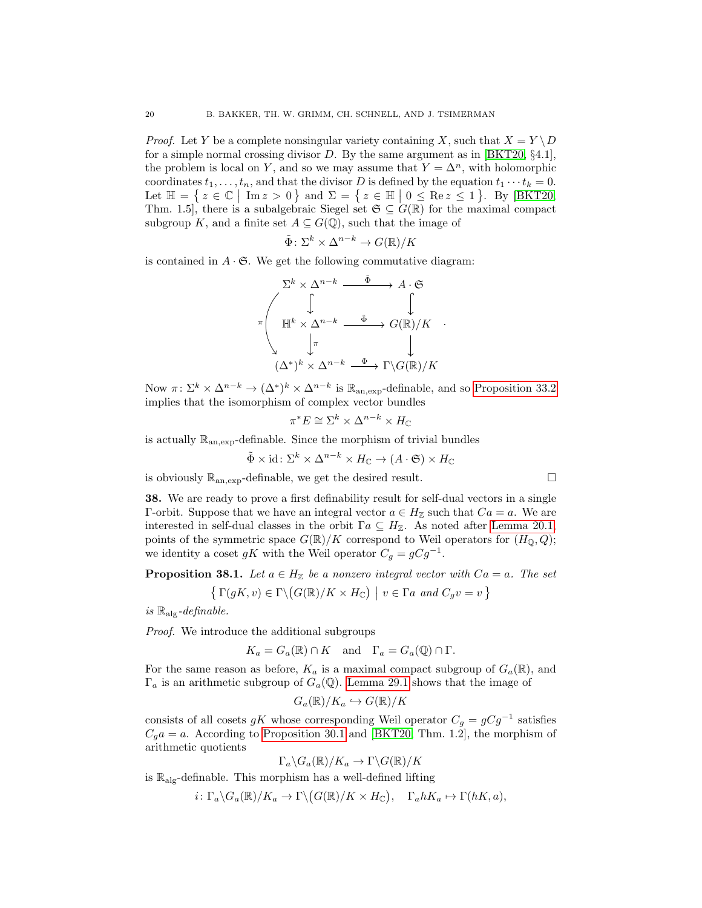*Proof.* Let $Y$ be a complete nonsingular variety containing $X$, such that $X = Y \setminus D$ for a simple normal crossing divisor $D$. By the same argument as in [BKT20, §4.1], the problem is local on $Y$, and so we may assume that $Y = \Delta^n$, with holomorphic coordinates $t_1, \dots, t_n$, and that the divisor $D$ is defined by the equation $t_1 \cdots t_k = 0$. Let $\mathbb{H} = \{ z \in \mathbb{C} \mid \operatorname{Im} z > 0 \}$ and $\Sigma = \{ z \in \mathbb{H} \mid 0 \leq \operatorname{Re} z \leq 1 \}$. By [BKT20, Thm. 1.5], there is a subalgebraic Siegel set $\mathfrak{S} \subseteq G(\mathbb{R})$ for the maximal compact subgroup $K$, and a finite set $A \subseteq G(\mathbb{Q})$, such that the image of

$$\tilde{\Phi} \colon \Sigma^k \times \Delta^{n-k} \to G(\mathbb{R})/K$$

is contained in $A \cdot \mathfrak{S}$. We get the following commutative diagram:

$$\begin{array}{ccc}
\Sigma^k \times \Delta^{n-k} & \xrightarrow{\tilde{\Phi}} & A \cdot \mathfrak{S} \\
\downarrow & & \downarrow \\
\mathbb{H}^k \times \Delta^{n-k} & \xrightarrow{\tilde{\Phi}} & G(\mathbb{R})/K \\
\downarrow \pi & & \downarrow \\
(\Delta^*)^k \times \Delta^{n-k} & \xrightarrow{\Phi} & \Gamma \backslash G(\mathbb{R})/K
\end{array}$$

(with the curved arrow $\pi$ from $\Sigma^k \times \Delta^{n-k}$ to $(\Delta^*)^k \times \Delta^{n-k}$).

Now $\pi \colon \Sigma^k \times \Delta^{n-k} \to (\Delta^*)^k \times \Delta^{n-k}$ is $\mathbb{R}_{\mathrm{an,exp}}$-definable, and so Proposition 33.2 implies that the isomorphism of complex vector bundles

$$\pi^* E \cong \Sigma^k \times \Delta^{n-k} \times H_{\mathbb{C}}$$

is actually $\mathbb{R}_{\mathrm{an,exp}}$-definable. Since the morphism of trivial bundles

$$\tilde{\Phi} \times \mathrm{id} \colon \Sigma^k \times \Delta^{n-k} \times H_{\mathbb{C}} \to (A \cdot \mathfrak{S}) \times H_{\mathbb{C}}$$

is obviously $\mathbb{R}_{\mathrm{an,exp}}$-definable, we get the desired result. □

**38.** We are ready to prove a first definability result for self-dual vectors in a single $\Gamma$-orbit. Suppose that we have an integral vector $a \in H_{\mathbb{Z}}$ such that $Ca = a$. We are interested in self-dual classes in the orbit $\Gamma a \subseteq H_{\mathbb{Z}}$. As noted after Lemma 20.1, points of the symmetric space $G(\mathbb{R})/K$ correspond to Weil operators for $(H_{\mathbb{Q}}, Q)$; we identity a coset $gK$ with the Weil operator $C_g = gCg^{-1}$.

**Proposition 38.1.** *Let $a \in H_{\mathbb{Z}}$ be a nonzero integral vector with $Ca = a$. The set*

$$\left\{ \Gamma(gK, v) \in \Gamma \backslash \big( G(\mathbb{R})/K \times H_{\mathbb{C}} \big) \;\middle|\; v \in \Gamma a \text{ and } C_g v = v \right\}$$

*is $\mathbb{R}_{\mathrm{alg}}$-definable.*

*Proof.* We introduce the additional subgroups

$$K_a = G_a(\mathbb{R}) \cap K \quad \text{and} \quad \Gamma_a = G_a(\mathbb{Q}) \cap \Gamma.$$

For the same reason as before, $K_a$ is a maximal compact subgroup of $G_a(\mathbb{R})$, and $\Gamma_a$ is an arithmetic subgroup of $G_a(\mathbb{Q})$. Lemma 29.1 shows that the image of

$$G_a(\mathbb{R})/K_a \hookrightarrow G(\mathbb{R})/K$$

consists of all cosets $gK$ whose corresponding Weil operator $C_g = gCg^{-1}$ satisfies $C_g a = a$. According to Proposition 30.1 and [BKT20, Thm. 1.2], the morphism of arithmetic quotients

$$\Gamma_a \backslash G_a(\mathbb{R})/K_a \to \Gamma \backslash G(\mathbb{R})/K$$

is $\mathbb{R}_{\mathrm{alg}}$-definable. This morphism has a well-defined lifting

$$i \colon \Gamma_a \backslash G_a(\mathbb{R})/K_a \to \Gamma \backslash \big( G(\mathbb{R})/K \times H_{\mathbb{C}} \big), \quad \Gamma_a h K_a \mapsto \Gamma(hK, a),$$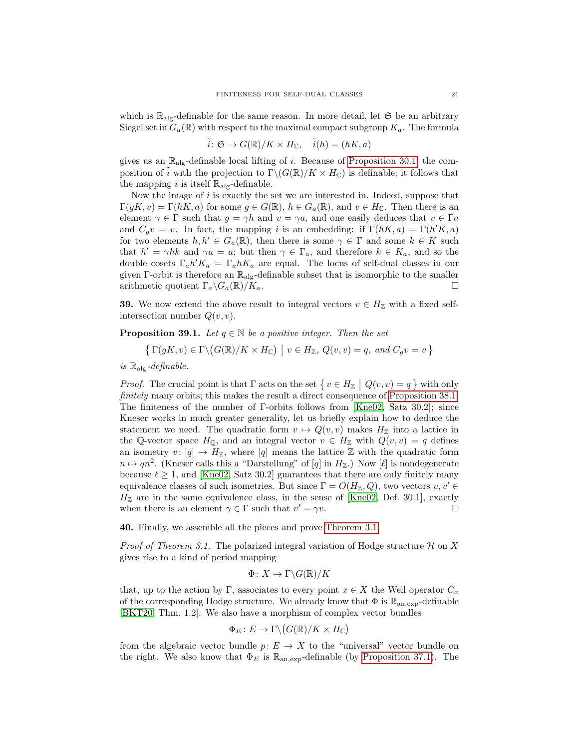which is $\mathbb{R}_{\mathrm{alg}}$-definable for the same reason. In more detail, let $\mathfrak{S}$ be an arbitrary Siegel set in $G_a(\mathbb{R})$ with respect to the maximal compact subgroup $K_a$. The formula

$$\tilde{i}\colon \mathfrak{S} \to G(\mathbb{R})/K \times H_{\mathbb{C}}, \quad \tilde{i}(h) = (hK, a)$$

gives us an $\mathbb{R}_{\mathrm{alg}}$-definable local lifting of $i$. Because of Proposition 30.1, the composition of $\tilde{i}$ with the projection to $\Gamma\backslash(G(\mathbb{R})/K \times H_{\mathbb{C}})$ is definable; it follows that the mapping $i$ is itself $\mathbb{R}_{\mathrm{alg}}$-definable.

Now the image of $i$ is exactly the set we are interested in. Indeed, suppose that $\Gamma(gK, v) = \Gamma(hK, a)$ for some $g \in G(\mathbb{R})$, $h \in G_a(\mathbb{R})$, and $v \in H_{\mathbb{C}}$. Then there is an element $\gamma \in \Gamma$ such that $g = \gamma h$ and $v = \gamma a$, and one easily deduces that $v \in \Gamma a$ and $C_g v = v$. In fact, the mapping $i$ is an embedding: if $\Gamma(hK, a) = \Gamma(h'K, a)$ for two elements $h, h' \in G_a(\mathbb{R})$, then there is some $\gamma \in \Gamma$ and some $k \in K$ such that $h' = \gamma h k$ and $\gamma a = a$; but then $\gamma \in \Gamma_a$, and therefore $k \in K_a$, and so the double cosets $\Gamma_a h' K_a = \Gamma_a h K_a$ are equal. The locus of self-dual classes in our given $\Gamma$-orbit is therefore an $\mathbb{R}_{\mathrm{alg}}$-definable subset that is isomorphic to the smaller arithmetic quotient $\Gamma_a\backslash G_a(\mathbb{R})/K_a$. $\square$

**39.** We now extend the above result to integral vectors $v \in H_{\mathbb{Z}}$ with a fixed self-intersection number $Q(v, v)$.

**Proposition 39.1.** *Let $q \in \mathbb{N}$ be a positive integer. Then the set*

$$\left\{\, \Gamma(gK, v) \in \Gamma\backslash\big(G(\mathbb{R})/K \times H_{\mathbb{C}}\big) \;\middle|\; v \in H_{\mathbb{Z}},\ Q(v, v) = q, \text{ and } C_g v = v \,\right\}$$

*is $\mathbb{R}_{\mathrm{alg}}$-definable.*

*Proof.* The crucial point is that $\Gamma$ acts on the set $\left\{\, v \in H_{\mathbb{Z}} \;\middle|\; Q(v, v) = q \,\right\}$ with only *finitely* many orbits; this makes the result a direct consequence of Proposition 38.1. The finiteness of the number of $\Gamma$-orbits follows from [Kne02, Satz 30.2]; since Kneser works in much greater generality, let us briefly explain how to deduce the statement we need. The quadratic form $v \mapsto Q(v, v)$ makes $H_{\mathbb{Z}}$ into a lattice in the $\mathbb{Q}$-vector space $H_{\mathbb{Q}}$, and an integral vector $v \in H_{\mathbb{Z}}$ with $Q(v, v) = q$ defines an isometry $v\colon [q] \to H_{\mathbb{Z}}$, where $[q]$ means the lattice $\mathbb{Z}$ with the quadratic form $n \mapsto qn^2$. (Kneser calls this a "Darstellung" of $[q]$ in $H_{\mathbb{Z}}$.) Now $[\ell]$ is nondegenerate because $\ell \geq 1$, and [Kne02, Satz 30.2] guarantees that there are only finitely many equivalence classes of such isometries. But since $\Gamma = O(H_{\mathbb{Z}}, Q)$, two vectors $v, v' \in H_{\mathbb{Z}}$ are in the same equivalence class, in the sense of [Kne02, Def. 30.1], exactly when there is an element $\gamma \in \Gamma$ such that $v' = \gamma v$. $\square$

**40.** Finally, we assemble all the pieces and prove Theorem 3.1.

*Proof of Theorem 3.1.* The polarized integral variation of Hodge structure $\mathcal{H}$ on $X$ gives rise to a kind of period mapping

$$\Phi\colon X \to \Gamma\backslash G(\mathbb{R})/K$$

that, up to the action by $\Gamma$, associates to every point $x \in X$ the Weil operator $C_x$ of the corresponding Hodge structure. We already know that $\Phi$ is $\mathbb{R}_{\mathrm{an,exp}}$-definable [BKT20, Thm. 1.2]. We also have a morphism of complex vector bundles

$$\Phi_E\colon E \to \Gamma\backslash\big(G(\mathbb{R})/K \times H_{\mathbb{C}}\big)$$

from the algebraic vector bundle $p\colon E \to X$ to the "universal" vector bundle on the right. We also know that $\Phi_E$ is $\mathbb{R}_{\mathrm{an,exp}}$-definable (by Proposition 37.1). The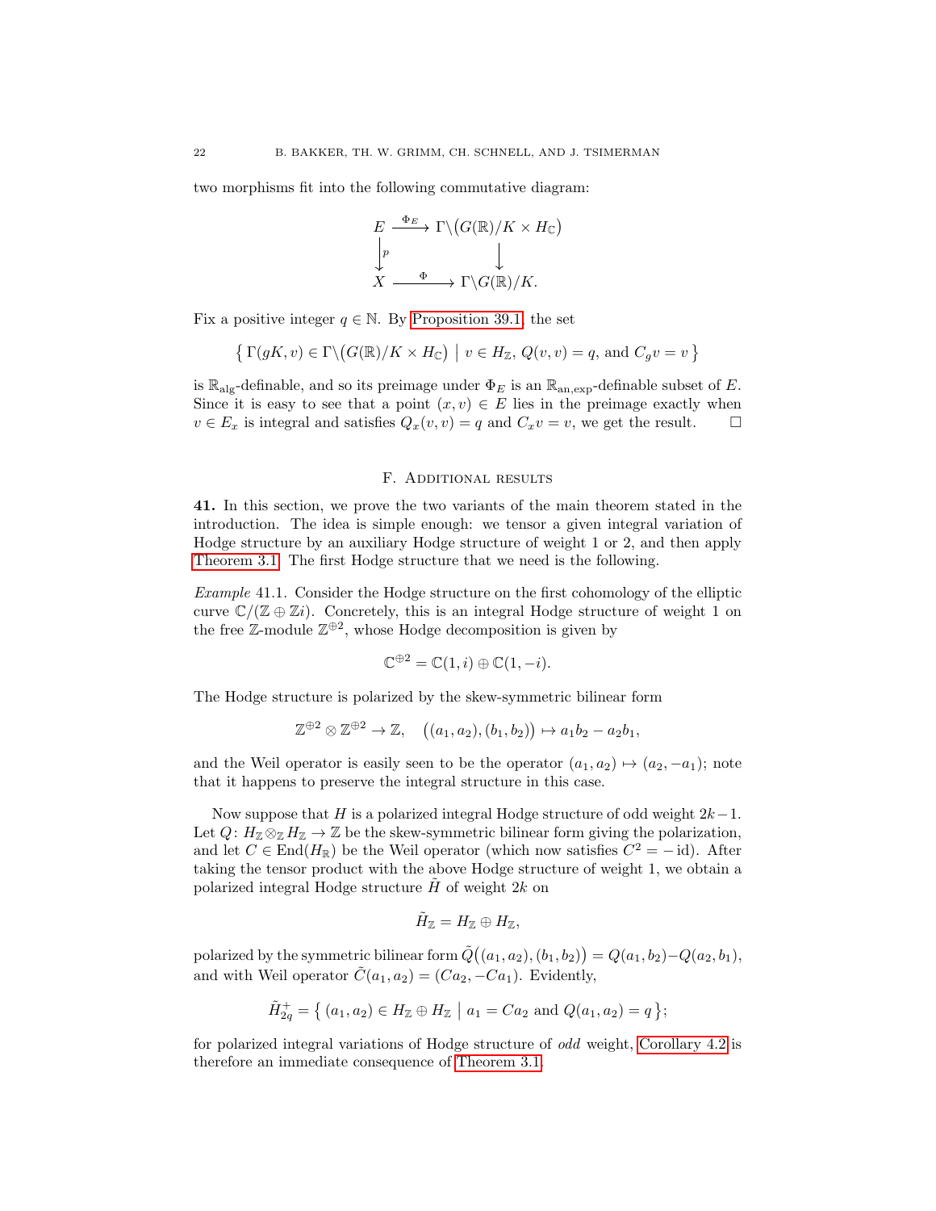two morphisms fit into the following commutative diagram:

$$
\begin{array}{ccc}
E & \xrightarrow{\Phi_E} & \Gamma\backslash\big(G(\mathbb{R})/K \times H_{\mathbb{C}}\big) \\
\big\downarrow{\scriptstyle p} & & \big\downarrow \\
X & \xrightarrow{\quad\Phi\quad} & \Gamma\backslash G(\mathbb{R})/K.
\end{array}
$$

Fix a positive integer $q \in \mathbb{N}$. By Proposition 39.1, the set

$$\big\{\, \Gamma(gK, v) \in \Gamma\backslash\big(G(\mathbb{R})/K \times H_{\mathbb{C}}\big) \;\big|\; v \in H_{\mathbb{Z}},\, Q(v,v) = q, \text{ and } C_g v = v \,\big\}$$

is $\mathbb{R}_{\text{alg}}$-definable, and so its preimage under $\Phi_E$ is an $\mathbb{R}_{\text{an,exp}}$-definable subset of $E$. Since it is easy to see that a point $(x, v) \in E$ lies in the preimage exactly when $v \in E_x$ is integral and satisfies $Q_x(v, v) = q$ and $C_x v = v$, we get the result. □

## F. Additional results

**41.** In this section, we prove the two variants of the main theorem stated in the introduction. The idea is simple enough: we tensor a given integral variation of Hodge structure by an auxiliary Hodge structure of weight 1 or 2, and then apply Theorem 3.1. The first Hodge structure that we need is the following.

*Example* 41.1. Consider the Hodge structure on the first cohomology of the elliptic curve $\mathbb{C}/(\mathbb{Z} \oplus \mathbb{Z}i)$. Concretely, this is an integral Hodge structure of weight 1 on the free $\mathbb{Z}$-module $\mathbb{Z}^{\oplus 2}$, whose Hodge decomposition is given by

$$\mathbb{C}^{\oplus 2} = \mathbb{C}(1, i) \oplus \mathbb{C}(1, -i).$$

The Hodge structure is polarized by the skew-symmetric bilinear form

$$\mathbb{Z}^{\oplus 2} \otimes \mathbb{Z}^{\oplus 2} \to \mathbb{Z}, \quad \big((a_1, a_2), (b_1, b_2)\big) \mapsto a_1 b_2 - a_2 b_1,$$

and the Weil operator is easily seen to be the operator $(a_1, a_2) \mapsto (a_2, -a_1)$; note that it happens to preserve the integral structure in this case.

Now suppose that $H$ is a polarized integral Hodge structure of odd weight $2k-1$. Let $Q\colon H_{\mathbb{Z}} \otimes_{\mathbb{Z}} H_{\mathbb{Z}} \to \mathbb{Z}$ be the skew-symmetric bilinear form giving the polarization, and let $C \in \operatorname{End}(H_{\mathbb{R}})$ be the Weil operator (which now satisfies $C^2 = -\operatorname{id}$). After taking the tensor product with the above Hodge structure of weight 1, we obtain a polarized integral Hodge structure $\tilde{H}$ of weight $2k$ on

$$\tilde{H}_{\mathbb{Z}} = H_{\mathbb{Z}} \oplus H_{\mathbb{Z}},$$

polarized by the symmetric bilinear form $\tilde{Q}\big((a_1, a_2), (b_1, b_2)\big) = Q(a_1, b_2) - Q(a_2, b_1)$, and with Weil operator $\tilde{C}(a_1, a_2) = (Ca_2, -Ca_1)$. Evidently,

$$\tilde{H}^{+}_{2q} = \big\{\, (a_1, a_2) \in H_{\mathbb{Z}} \oplus H_{\mathbb{Z}} \;\big|\; a_1 = Ca_2 \text{ and } Q(a_1, a_2) = q \,\big\};$$

for polarized integral variations of Hodge structure of *odd* weight, Corollary 4.2 is therefore an immediate consequence of Theorem 3.1.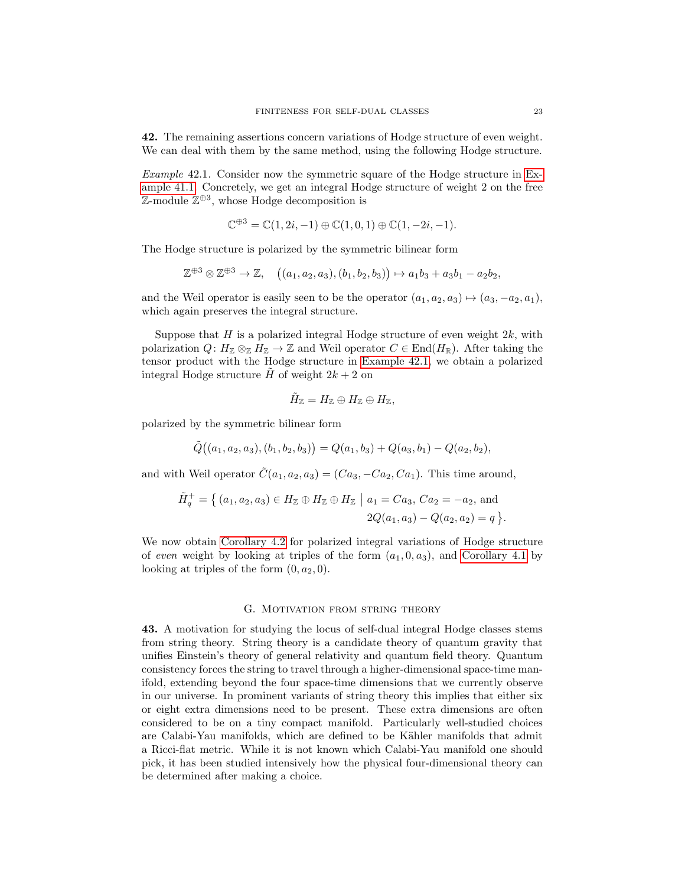**42.** The remaining assertions concern variations of Hodge structure of even weight. We can deal with them by the same method, using the following Hodge structure.

*Example* 42.1. Consider now the symmetric square of the Hodge structure in Example 41.1. Concretely, we get an integral Hodge structure of weight 2 on the free $\mathbb{Z}$-module $\mathbb{Z}^{\oplus 3}$, whose Hodge decomposition is

$$\mathbb{C}^{\oplus 3} = \mathbb{C}(1, 2i, -1) \oplus \mathbb{C}(1, 0, 1) \oplus \mathbb{C}(1, -2i, -1).$$

The Hodge structure is polarized by the symmetric bilinear form

$$\mathbb{Z}^{\oplus 3} \otimes \mathbb{Z}^{\oplus 3} \to \mathbb{Z}, \quad \big((a_1, a_2, a_3), (b_1, b_2, b_3)\big) \mapsto a_1 b_3 + a_3 b_1 - a_2 b_2,$$

and the Weil operator is easily seen to be the operator $(a_1, a_2, a_3) \mapsto (a_3, -a_2, a_1)$, which again preserves the integral structure.

Suppose that $H$ is a polarized integral Hodge structure of even weight $2k$, with polarization $Q \colon H_{\mathbb{Z}} \otimes_{\mathbb{Z}} H_{\mathbb{Z}} \to \mathbb{Z}$ and Weil operator $C \in \operatorname{End}(H_{\mathbb{R}})$. After taking the tensor product with the Hodge structure in Example 42.1, we obtain a polarized integral Hodge structure $\tilde{H}$ of weight $2k + 2$ on

$$\tilde{H}_{\mathbb{Z}} = H_{\mathbb{Z}} \oplus H_{\mathbb{Z}} \oplus H_{\mathbb{Z}},$$

polarized by the symmetric bilinear form

$$\tilde{Q}\big((a_1, a_2, a_3), (b_1, b_2, b_3)\big) = Q(a_1, b_3) + Q(a_3, b_1) - Q(a_2, b_2),$$

and with Weil operator $\tilde{C}(a_1, a_2, a_3) = (Ca_3, -Ca_2, Ca_1)$. This time around,

$$\tilde{H}_q^+ = \big\{ (a_1, a_2, a_3) \in H_{\mathbb{Z}} \oplus H_{\mathbb{Z}} \oplus H_{\mathbb{Z}} \bigm| a_1 = Ca_3,\, Ca_2 = -a_2, \text{ and } 2Q(a_1, a_3) - Q(a_2, a_2) = q \big\}.$$

We now obtain Corollary 4.2 for polarized integral variations of Hodge structure of *even* weight by looking at triples of the form $(a_1, 0, a_3)$, and Corollary 4.1 by looking at triples of the form $(0, a_2, 0)$.

## G. Motivation from string theory

**43.** A motivation for studying the locus of self-dual integral Hodge classes stems from string theory. String theory is a candidate theory of quantum gravity that unifies Einstein's theory of general relativity and quantum field theory. Quantum consistency forces the string to travel through a higher-dimensional space-time manifold, extending beyond the four space-time dimensions that we currently observe in our universe. In prominent variants of string theory this implies that either six or eight extra dimensions need to be present. These extra dimensions are often considered to be on a tiny compact manifold. Particularly well-studied choices are Calabi-Yau manifolds, which are defined to be Kähler manifolds that admit a Ricci-flat metric. While it is not known which Calabi-Yau manifold one should pick, it has been studied intensively how the physical four-dimensional theory can be determined after making a choice.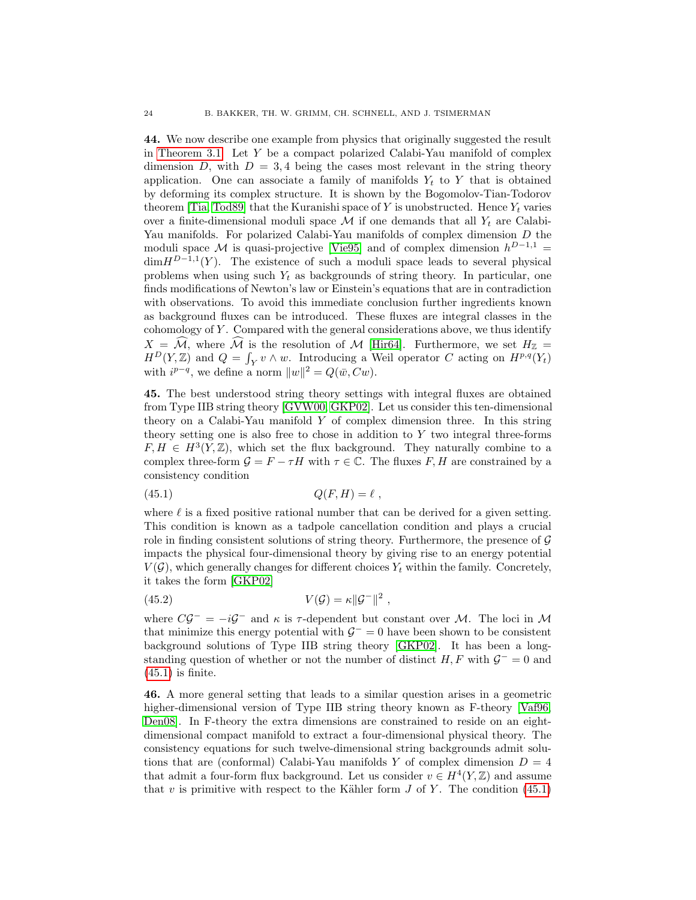**44.** We now describe one example from physics that originally suggested the result in Theorem 3.1. Let $Y$ be a compact polarized Calabi-Yau manifold of complex dimension $D$, with $D = 3, 4$ being the cases most relevant in the string theory application. One can associate a family of manifolds $Y_t$ to $Y$ that is obtained by deforming its complex structure. It is shown by the Bogomolov-Tian-Todorov theorem [Tia, Tod89] that the Kuranishi space of $Y$ is unobstructed. Hence $Y_t$ varies over a finite-dimensional moduli space $\mathcal{M}$ if one demands that all $Y_t$ are Calabi-Yau manifolds. For polarized Calabi-Yau manifolds of complex dimension $D$ the moduli space $\mathcal{M}$ is quasi-projective [Vie95] and of complex dimension $h^{D-1,1} = \dim H^{D-1,1}(Y)$. The existence of such a moduli space leads to several physical problems when using such $Y_t$ as backgrounds of string theory. In particular, one finds modifications of Newton's law or Einstein's equations that are in contradiction with observations. To avoid this immediate conclusion further ingredients known as background fluxes can be introduced. These fluxes are integral classes in the cohomology of $Y$. Compared with the general considerations above, we thus identify $X = \widehat{\mathcal{M}}$, where $\widehat{\mathcal{M}}$ is the resolution of $\mathcal{M}$ [Hir64]. Furthermore, we set $H_{\mathbb{Z}} = H^D(Y, \mathbb{Z})$ and $Q = \int_Y v \wedge w$. Introducing a Weil operator $C$ acting on $H^{p,q}(Y_t)$ with $i^{p-q}$, we define a norm $\|w\|^2 = Q(\bar{w}, Cw)$.

**45.** The best understood string theory settings with integral fluxes are obtained from Type IIB string theory [GVW00, GKP02]. Let us consider this ten-dimensional theory on a Calabi-Yau manifold $Y$ of complex dimension three. In this string theory setting one is also free to chose in addition to $Y$ two integral three-forms $F, H \in H^3(Y, \mathbb{Z})$, which set the flux background. They naturally combine to a complex three-form $\mathcal{G} = F - \tau H$ with $\tau \in \mathbb{C}$. The fluxes $F, H$ are constrained by a consistency condition

$$Q(F, H) = \ell \ , \tag{45.1}$$

where $\ell$ is a fixed positive rational number that can be derived for a given setting. This condition is known as a tadpole cancellation condition and plays a crucial role in finding consistent solutions of string theory. Furthermore, the presence of $\mathcal{G}$ impacts the physical four-dimensional theory by giving rise to an energy potential $V(\mathcal{G})$, which generally changes for different choices $Y_t$ within the family. Concretely, it takes the form [GKP02]

$$V(\mathcal{G}) = \kappa \|\mathcal{G}^-\|^2 \ , \tag{45.2}$$

where $C\mathcal{G}^- = -i\mathcal{G}^-$ and $\kappa$ is $\tau$-dependent but constant over $\mathcal{M}$. The loci in $\mathcal{M}$ that minimize this energy potential with $\mathcal{G}^- = 0$ have been shown to be consistent background solutions of Type IIB string theory [GKP02]. It has been a long-standing question of whether or not the number of distinct $H, F$ with $\mathcal{G}^- = 0$ and (45.1) is finite.

**46.** A more general setting that leads to a similar question arises in a geometric higher-dimensional version of Type IIB string theory known as F-theory [Vaf96, Den08]. In F-theory the extra dimensions are constrained to reside on an eight-dimensional compact manifold to extract a four-dimensional physical theory. The consistency equations for such twelve-dimensional string backgrounds admit solutions that are (conformal) Calabi-Yau manifolds $Y$ of complex dimension $D = 4$ that admit a four-form flux background. Let us consider $v \in H^4(Y, \mathbb{Z})$ and assume that $v$ is primitive with respect to the Kähler form $J$ of $Y$. The condition (45.1)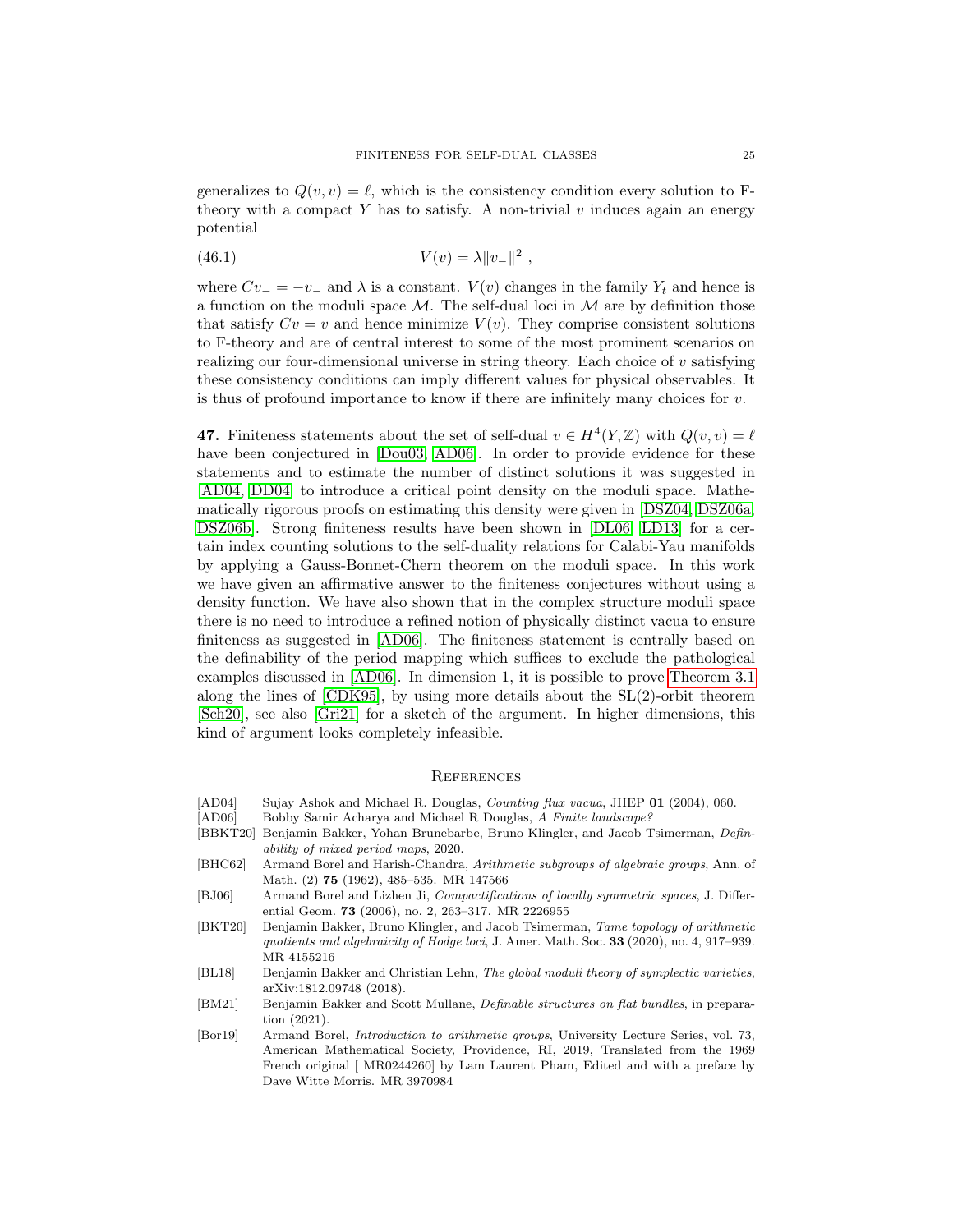generalizes to $Q(v, v) = \ell$, which is the consistency condition every solution to F-theory with a compact $Y$ has to satisfy. A non-trivial $v$ induces again an energy potential

$$V(v) = \lambda \|v_-\|^2 \ , \tag{46.1}$$

where $Cv_- = -v_-$ and $\lambda$ is a constant. $V(v)$ changes in the family $Y_t$ and hence is a function on the moduli space $\mathcal{M}$. The self-dual loci in $\mathcal{M}$ are by definition those that satisfy $Cv = v$ and hence minimize $V(v)$. They comprise consistent solutions to F-theory and are of central interest to some of the most prominent scenarios on realizing our four-dimensional universe in string theory. Each choice of $v$ satisfying these consistency conditions can imply different values for physical observables. It is thus of profound importance to know if there are infinitely many choices for $v$.

**47.** Finiteness statements about the set of self-dual $v \in H^4(Y, \mathbb{Z})$ with $Q(v, v) = \ell$ have been conjectured in [Dou03, AD06]. In order to provide evidence for these statements and to estimate the number of distinct solutions it was suggested in [AD04, DD04] to introduce a critical point density on the moduli space. Mathematically rigorous proofs on estimating this density were given in [DSZ04, DSZ06a, DSZ06b]. Strong finiteness results have been shown in [DL06, LD13] for a certain index counting solutions to the self-duality relations for Calabi-Yau manifolds by applying a Gauss-Bonnet-Chern theorem on the moduli space. In this work we have given an affirmative answer to the finiteness conjectures without using a density function. We have also shown that in the complex structure moduli space there is no need to introduce a refined notion of physically distinct vacua to ensure finiteness as suggested in [AD06]. The finiteness statement is centrally based on the definability of the period mapping which suffices to exclude the pathological examples discussed in [AD06]. In dimension 1, it is possible to prove Theorem 3.1 along the lines of [CDK95], by using more details about the SL(2)-orbit theorem [Sch20], see also [Gri21] for a sketch of the argument. In higher dimensions, this kind of argument looks completely infeasible.

## References

- [AD04] Sujay Ashok and Michael R. Douglas, *Counting flux vacua*, JHEP **01** (2004), 060.
- [AD06] Bobby Samir Acharya and Michael R Douglas, *A Finite landscape?*
- [BBKT20] Benjamin Bakker, Yohan Brunebarbe, Bruno Klingler, and Jacob Tsimerman, *Definability of mixed period maps*, 2020.
- [BHC62] Armand Borel and Harish-Chandra, *Arithmetic subgroups of algebraic groups*, Ann. of Math. (2) **75** (1962), 485–535. MR 147566
- [BJ06] Armand Borel and Lizhen Ji, *Compactifications of locally symmetric spaces*, J. Differential Geom. **73** (2006), no. 2, 263–317. MR 2226955
- [BKT20] Benjamin Bakker, Bruno Klingler, and Jacob Tsimerman, *Tame topology of arithmetic quotients and algebraicity of Hodge loci*, J. Amer. Math. Soc. **33** (2020), no. 4, 917–939. MR 4155216
- [BL18] Benjamin Bakker and Christian Lehn, *The global moduli theory of symplectic varieties*, arXiv:1812.09748 (2018).
- [BM21] Benjamin Bakker and Scott Mullane, *Definable structures on flat bundles*, in preparation (2021).
- [Bor19] Armand Borel, *Introduction to arithmetic groups*, University Lecture Series, vol. 73, American Mathematical Society, Providence, RI, 2019, Translated from the 1969 French original [ MR0244260] by Lam Laurent Pham, Edited and with a preface by Dave Witte Morris. MR 3970984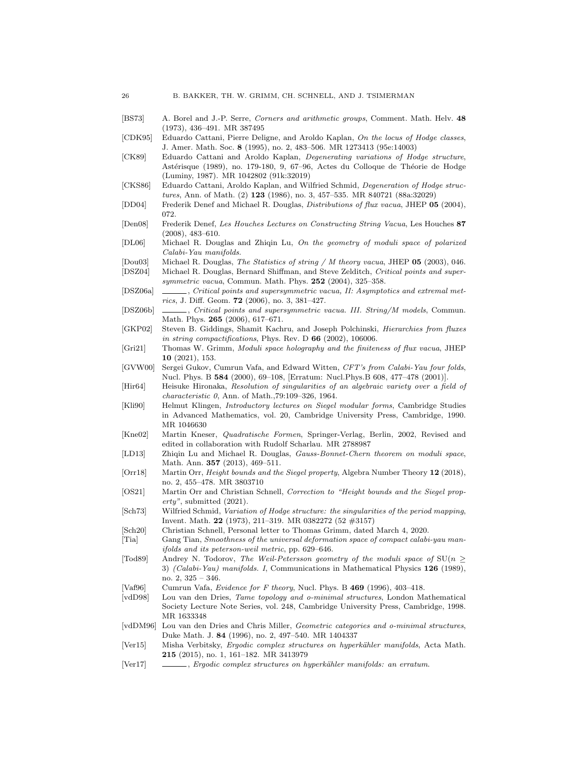- [BS73] A. Borel and J.-P. Serre, *Corners and arithmetic groups*, Comment. Math. Helv. **48** (1973), 436–491. MR 387495
- [CDK95] Eduardo Cattani, Pierre Deligne, and Aroldo Kaplan, *On the locus of Hodge classes*, J. Amer. Math. Soc. **8** (1995), no. 2, 483–506. MR 1273413 (95e:14003)
- [CK89] Eduardo Cattani and Aroldo Kaplan, *Degenerating variations of Hodge structure*, Astérisque (1989), no. 179-180, 9, 67–96, Actes du Colloque de Théorie de Hodge (Luminy, 1987). MR 1042802 (91k:32019)
- [CKS86] Eduardo Cattani, Aroldo Kaplan, and Wilfried Schmid, *Degeneration of Hodge structures*, Ann. of Math. (2) **123** (1986), no. 3, 457–535. MR 840721 (88a:32029)
- [DD04] Frederik Denef and Michael R. Douglas, *Distributions of flux vacua*, JHEP **05** (2004), 072.
- [Den08] Frederik Denef, *Les Houches Lectures on Constructing String Vacua*, Les Houches **87** (2008), 483–610.
- [DL06] Michael R. Douglas and Zhiqin Lu, *On the geometry of moduli space of polarized Calabi-Yau manifolds*.
- [Dou03] Michael R. Douglas, *The Statistics of string / M theory vacua*, JHEP **05** (2003), 046.
- [DSZ04] Michael R. Douglas, Bernard Shiffman, and Steve Zelditch, *Critical points and supersymmetric vacua*, Commun. Math. Phys. **252** (2004), 325–358.
- [DSZ06a] ———, *Critical points and supersymmetric vacua, II: Asymptotics and extremal metrics*, J. Diff. Geom. **72** (2006), no. 3, 381–427.
- [DSZ06b] ———, *Critical points and supersymmetric vacua. III. String/M models*, Commun. Math. Phys. **265** (2006), 617–671.
- [GKP02] Steven B. Giddings, Shamit Kachru, and Joseph Polchinski, *Hierarchies from fluxes in string compactifications*, Phys. Rev. D **66** (2002), 106006.
- [Gri21] Thomas W. Grimm, *Moduli space holography and the finiteness of flux vacua*, JHEP **10** (2021), 153.
- [GVW00] Sergei Gukov, Cumrun Vafa, and Edward Witten, *CFT's from Calabi-Yau four folds*, Nucl. Phys. B **584** (2000), 69–108, [Erratum: Nucl.Phys.B 608, 477–478 (2001)].
- [Hir64] Heisuke Hironaka, *Resolution of singularities of an algebraic variety over a field of characteristic 0*, Ann. of Math.,79:109–326, 1964.
- [Kli90] Helmut Klingen, *Introductory lectures on Siegel modular forms*, Cambridge Studies in Advanced Mathematics, vol. 20, Cambridge University Press, Cambridge, 1990. MR 1046630
- [Kne02] Martin Kneser, *Quadratische Formen*, Springer-Verlag, Berlin, 2002, Revised and edited in collaboration with Rudolf Scharlau. MR 2788987
- [LD13] Zhiqin Lu and Michael R. Douglas, *Gauss-Bonnet-Chern theorem on moduli space*, Math. Ann. **357** (2013), 469–511.
- [Orr18] Martin Orr, *Height bounds and the Siegel property*, Algebra Number Theory **12** (2018), no. 2, 455–478. MR 3803710
- [OS21] Martin Orr and Christian Schnell, *Correction to "Height bounds and the Siegel property"*, submitted (2021).
- [Sch73] Wilfried Schmid, *Variation of Hodge structure: the singularities of the period mapping*, Invent. Math. **22** (1973), 211–319. MR 0382272 (52 #3157)
- [Sch20] Christian Schnell, Personal letter to Thomas Grimm, dated March 4, 2020.
- [Tia] Gang Tian, *Smoothness of the universal deformation space of compact calabi-yau manifolds and its peterson-weil metric*, pp. 629–646.
- [Tod89] Andrey N. Todorov, *The Weil-Petersson geometry of the moduli space of* SU($n \geq$ 3) *(Calabi-Yau) manifolds. I*, Communications in Mathematical Physics **126** (1989), no. 2, 325 – 346.
- [Vaf96] Cumrun Vafa, *Evidence for F theory*, Nucl. Phys. B **469** (1996), 403–418.
- [vdD98] Lou van den Dries, *Tame topology and o-minimal structures*, London Mathematical Society Lecture Note Series, vol. 248, Cambridge University Press, Cambridge, 1998. MR 1633348
- [vdDM96] Lou van den Dries and Chris Miller, *Geometric categories and o-minimal structures*, Duke Math. J. **84** (1996), no. 2, 497–540. MR 1404337
- [Ver15] Misha Verbitsky, *Ergodic complex structures on hyperkähler manifolds*, Acta Math. **215** (2015), no. 1, 161–182. MR 3413979
- [Ver17] ———, *Ergodic complex structures on hyperkähler manifolds: an erratum*.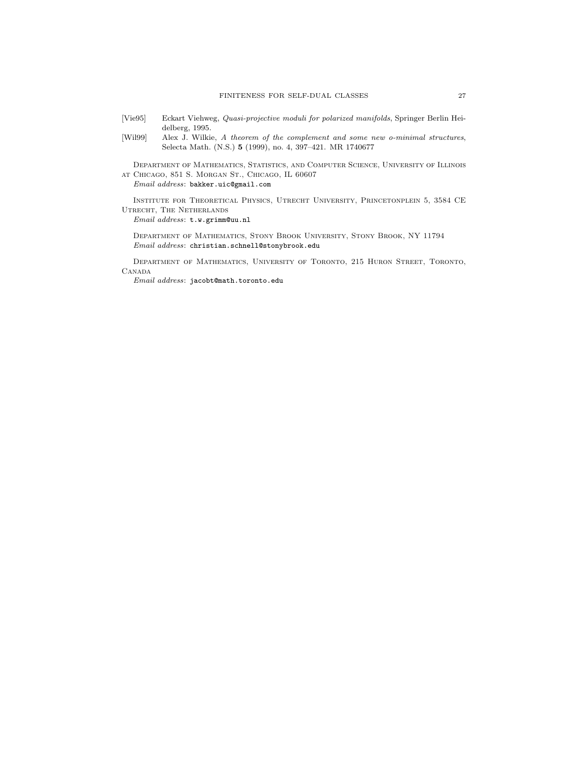[Vie95] Eckart Viehweg, *Quasi-projective moduli for polarized manifolds*, Springer Berlin Heidelberg, 1995.

[Wil99] Alex J. Wilkie, *A theorem of the complement and some new o-minimal structures*, Selecta Math. (N.S.) **5** (1999), no. 4, 397–421. MR 1740677

Department of Mathematics, Statistics, and Computer Science, University of Illinois at Chicago, 851 S. Morgan St., Chicago, IL 60607
*Email address*: `bakker.uic@gmail.com`

Institute for Theoretical Physics, Utrecht University, Princetonplein 5, 3584 CE Utrecht, The Netherlands
*Email address*: `t.w.grimm@uu.nl`

Department of Mathematics, Stony Brook University, Stony Brook, NY 11794
*Email address*: `christian.schnell@stonybrook.edu`

Department of Mathematics, University of Toronto, 215 Huron Street, Toronto, Canada
*Email address*: `jacobt@math.toronto.edu`